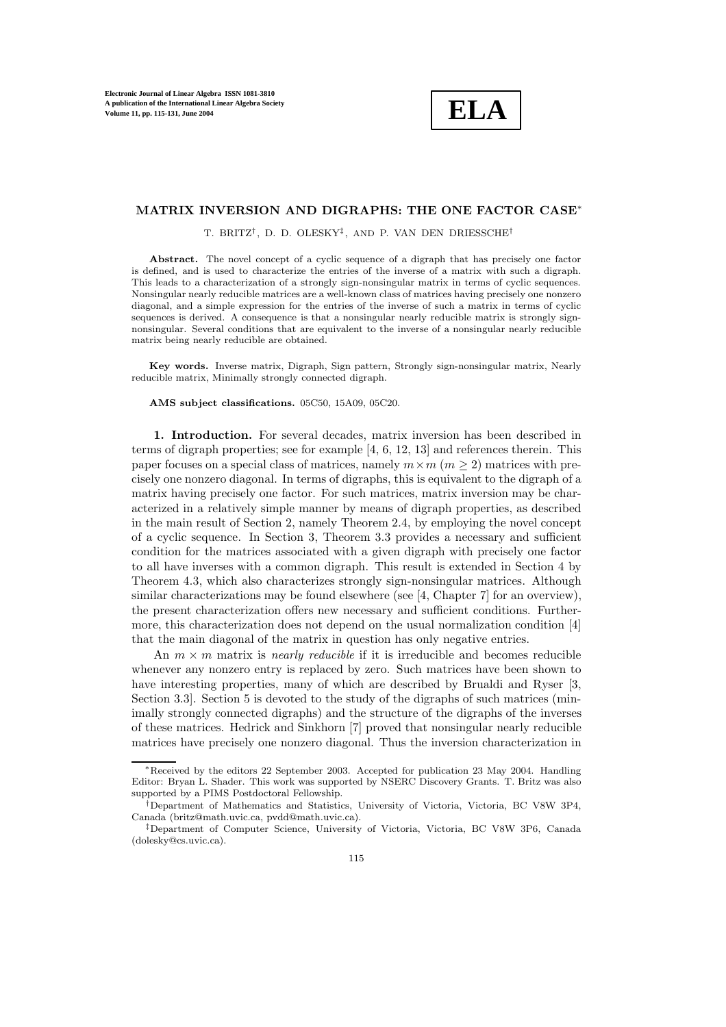# MATRIX INVERSION AND DIGRAPHS: THE ONE FACTOR CASE*

T. BRITZ†, D. D. OLESKY‡, AND P. VAN DEN DRIESSCHE†

**Abstract.** The novel concept of a cyclic sequence of a digraph that has precisely one factor is defined, and is used to characterize the entries of the inverse of a matrix with such a digraph. This leads to a characterization of a strongly sign-nonsingular matrix in terms of cyclic sequences. Nonsingular nearly reducible matrices are a well-known class of matrices having precisely one nonzero diagonal, and a simple expression for the entries of the inverse of such a matrix in terms of cyclic sequences is derived. A consequence is that a nonsingular nearly reducible matrix is strongly sign-nonsingular. Several conditions that are equivalent to the inverse of a nonsingular nearly reducible matrix being nearly reducible are obtained.

**Key words.** Inverse matrix, Digraph, Sign pattern, Strongly sign-nonsingular matrix, Nearly reducible matrix, Minimally strongly connected digraph.

**AMS subject classifications.** 05C50, 15A09, 05C20.

**1. Introduction.** For several decades, matrix inversion has been described in terms of digraph properties; see for example [4, 6, 12, 13] and references therein. This paper focuses on a special class of matrices, namely $m \times m$ ($m \geq 2$) matrices with precisely one nonzero diagonal. In terms of digraphs, this is equivalent to the digraph of a matrix having precisely one factor. For such matrices, matrix inversion may be characterized in a relatively simple manner by means of digraph properties, as described in the main result of Section 2, namely Theorem 2.4, by employing the novel concept of a cyclic sequence. In Section 3, Theorem 3.3 provides a necessary and sufficient condition for the matrices associated with a given digraph with precisely one factor to all have inverses with a common digraph. This result is extended in Section 4 by Theorem 4.3, which also characterizes strongly sign-nonsingular matrices. Although similar characterizations may be found elsewhere (see [4, Chapter 7] for an overview), the present characterization offers new necessary and sufficient conditions. Furthermore, this characterization does not depend on the usual normalization condition [4] that the main diagonal of the matrix in question has only negative entries.

An $m \times m$ matrix is *nearly reducible* if it is irreducible and becomes reducible whenever any nonzero entry is replaced by zero. Such matrices have been shown to have interesting properties, many of which are described by Brualdi and Ryser [3, Section 3.3]. Section 5 is devoted to the study of the digraphs of such matrices (minimally strongly connected digraphs) and the structure of the digraphs of the inverses of these matrices. Hedrick and Sinkhorn [7] proved that nonsingular nearly reducible matrices have precisely one nonzero diagonal. Thus the inversion characterization in

---

*Received by the editors 22 September 2003. Accepted for publication 23 May 2004. Handling Editor: Bryan L. Shader. This work was supported by NSERC Discovery Grants. T. Britz was also supported by a PIMS Postdoctoral Fellowship.

†Department of Mathematics and Statistics, University of Victoria, Victoria, BC V8W 3P4, Canada (britz@math.uvic.ca, pvdd@math.uvic.ca).

‡Department of Computer Science, University of Victoria, Victoria, BC V8W 3P6, Canada (dolesky@cs.uvic.ca).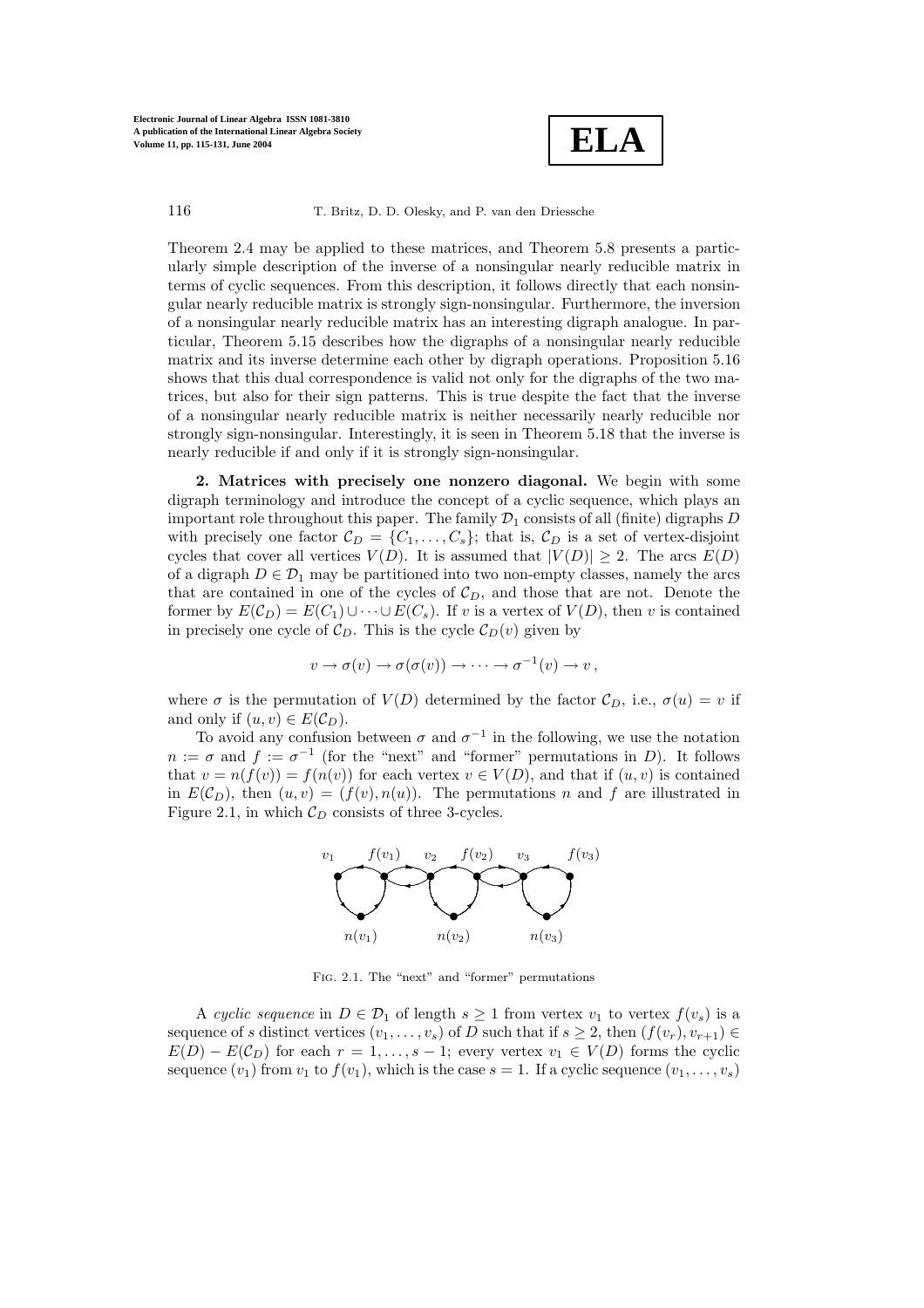Theorem 2.4 may be applied to these matrices, and Theorem 5.8 presents a particularly simple description of the inverse of a nonsingular nearly reducible matrix in terms of cyclic sequences. From this description, it follows directly that each nonsingular nearly reducible matrix is strongly sign-nonsingular. Furthermore, the inversion of a nonsingular nearly reducible matrix has an interesting digraph analogue. In particular, Theorem 5.15 describes how the digraphs of a nonsingular nearly reducible matrix and its inverse determine each other by digraph operations. Proposition 5.16 shows that this dual correspondence is valid not only for the digraphs of the two matrices, but also for their sign patterns. This is true despite the fact that the inverse of a nonsingular nearly reducible matrix is neither necessarily nearly reducible nor strongly sign-nonsingular. Interestingly, it is seen in Theorem 5.18 that the inverse is nearly reducible if and only if it is strongly sign-nonsingular.

## 2. Matrices with precisely one nonzero diagonal.

We begin with some digraph terminology and introduce the concept of a cyclic sequence, which plays an important role throughout this paper. The family $\mathcal{D}_1$ consists of all (finite) digraphs $D$ with precisely one factor $\mathcal{C}_D = \{C_1, \ldots, C_s\}$; that is, $\mathcal{C}_D$ is a set of vertex-disjoint cycles that cover all vertices $V(D)$. It is assumed that $|V(D)| \geq 2$. The arcs $E(D)$ of a digraph $D \in \mathcal{D}_1$ may be partitioned into two non-empty classes, namely the arcs that are contained in one of the cycles of $\mathcal{C}_D$, and those that are not. Denote the former by $E(\mathcal{C}_D) = E(C_1) \cup \cdots \cup E(C_s)$. If $v$ is a vertex of $V(D)$, then $v$ is contained in precisely one cycle of $\mathcal{C}_D$. This is the cycle $\mathcal{C}_D(v)$ given by

$$v \to \sigma(v) \to \sigma(\sigma(v)) \to \cdots \to \sigma^{-1}(v) \to v\,,$$

where $\sigma$ is the permutation of $V(D)$ determined by the factor $\mathcal{C}_D$, i.e., $\sigma(u) = v$ if and only if $(u, v) \in E(\mathcal{C}_D)$.

To avoid any confusion between $\sigma$ and $\sigma^{-1}$ in the following, we use the notation $n := \sigma$ and $f := \sigma^{-1}$ (for the "next" and "former" permutations in $D$). It follows that $v = n(f(v)) = f(n(v))$ for each vertex $v \in V(D)$, and that if $(u, v)$ is contained in $E(\mathcal{C}_D)$, then $(u, v) = (f(v), n(u))$. The permutations $n$ and $f$ are illustrated in Figure 2.1, in which $\mathcal{C}_D$ consists of three 3-cycles.

Fig. 2.1. The "next" and "former" permutations

A *cyclic sequence* in $D \in \mathcal{D}_1$ of length $s \geq 1$ from vertex $v_1$ to vertex $f(v_s)$ is a sequence of $s$ distinct vertices $(v_1, \ldots, v_s)$ of $D$ such that if $s \geq 2$, then $(f(v_r), v_{r+1}) \in E(D) - E(\mathcal{C}_D)$ for each $r = 1, \ldots, s-1$; every vertex $v_1 \in V(D)$ forms the cyclic sequence $(v_1)$ from $v_1$ to $f(v_1)$, which is the case $s = 1$. If a cyclic sequence $(v_1, \ldots, v_s)$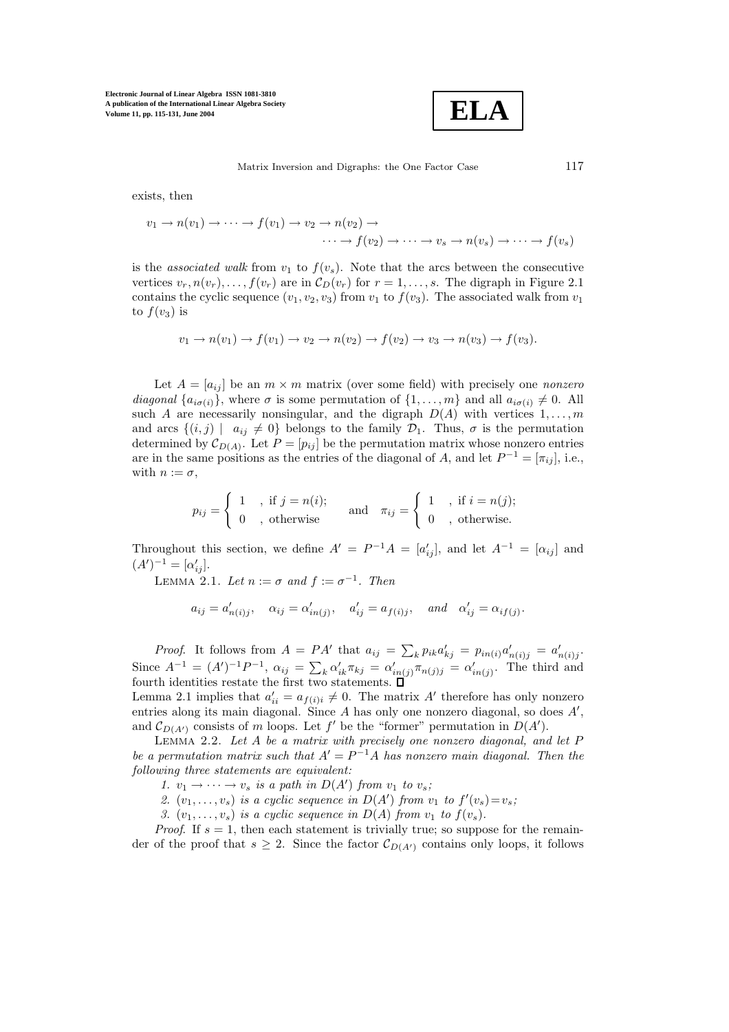exists, then

$$v_1 \to n(v_1) \to \cdots \to f(v_1) \to v_2 \to n(v_2) \to \\ \cdots \to f(v_2) \to \cdots \to v_s \to n(v_s) \to \cdots \to f(v_s)$$

is the *associated walk* from $v_1$ to $f(v_s)$. Note that the arcs between the consecutive vertices $v_r, n(v_r), \ldots, f(v_r)$ are in $\mathcal{C}_D(v_r)$ for $r = 1, \ldots, s$. The digraph in Figure 2.1 contains the cyclic sequence $(v_1, v_2, v_3)$ from $v_1$ to $f(v_3)$. The associated walk from $v_1$ to $f(v_3)$ is

$$v_1 \to n(v_1) \to f(v_1) \to v_2 \to n(v_2) \to f(v_2) \to v_3 \to n(v_3) \to f(v_3).$$

Let $A = [a_{ij}]$ be an $m \times m$ matrix (over some field) with precisely one *nonzero diagonal* $\{a_{i\sigma(i)}\}$, where $\sigma$ is some permutation of $\{1, \ldots, m\}$ and all $a_{i\sigma(i)} \neq 0$. All such $A$ are necessarily nonsingular, and the digraph $D(A)$ with vertices $1, \ldots, m$ and arcs $\{(i,j) \mid a_{ij} \neq 0\}$ belongs to the family $\mathcal{D}_1$. Thus, $\sigma$ is the permutation determined by $\mathcal{C}_{D(A)}$. Let $P = [p_{ij}]$ be the permutation matrix whose nonzero entries are in the same positions as the entries of the diagonal of $A$, and let $P^{-1} = [\pi_{ij}]$, i.e., with $n := \sigma$,

$$p_{ij} = \begin{cases} 1 & \text{, if } j = n(i); \\ 0 & \text{, otherwise} \end{cases} \quad \text{and} \quad \pi_{ij} = \begin{cases} 1 & \text{, if } i = n(j); \\ 0 & \text{, otherwise.} \end{cases}$$

Throughout this section, we define $A' = P^{-1}A = [a'_{ij}]$, and let $A^{-1} = [\alpha_{ij}]$ and $(A')^{-1} = [\alpha'_{ij}]$.

LEMMA 2.1. *Let $n := \sigma$ and $f := \sigma^{-1}$. Then*

$$a_{ij} = a'_{n(i)j}, \quad \alpha_{ij} = \alpha'_{in(j)}, \quad a'_{ij} = a_{f(i)j}, \quad \text{and} \quad \alpha'_{ij} = \alpha_{if(j)}.$$

*Proof.* It follows from $A = PA'$ that $a_{ij} = \sum_k p_{ik}a'_{kj} = p_{in(i)}a'_{n(i)j} = a'_{n(i)j}$. Since $A^{-1} = (A')^{-1}P^{-1}$, $\alpha_{ij} = \sum_k \alpha'_{ik}\pi_{kj} = \alpha'_{in(j)}\pi_{n(j)j} = \alpha'_{in(j)}$. The third and fourth identities restate the first two statements. $\square$

Lemma 2.1 implies that $a'_{ii} = a_{f(i)i} \neq 0$. The matrix $A'$ therefore has only nonzero entries along its main diagonal. Since $A$ has only one nonzero diagonal, so does $A'$, and $\mathcal{C}_{D(A')}$ consists of $m$ loops. Let $f'$ be the "former" permutation in $D(A')$.

LEMMA 2.2. *Let $A$ be a matrix with precisely one nonzero diagonal, and let $P$ be a permutation matrix such that $A' = P^{-1}A$ has nonzero main diagonal. Then the following three statements are equivalent:*

1. *$v_1 \to \cdots \to v_s$ is a path in $D(A')$ from $v_1$ to $v_s$;*
2. *$(v_1, \ldots, v_s)$ is a cyclic sequence in $D(A')$ from $v_1$ to $f'(v_s) = v_s$;*
3. *$(v_1, \ldots, v_s)$ is a cyclic sequence in $D(A)$ from $v_1$ to $f(v_s)$.*

*Proof.* If $s = 1$, then each statement is trivially true; so suppose for the remainder of the proof that $s \geq 2$. Since the factor $\mathcal{C}_{D(A')}$ contains only loops, it follows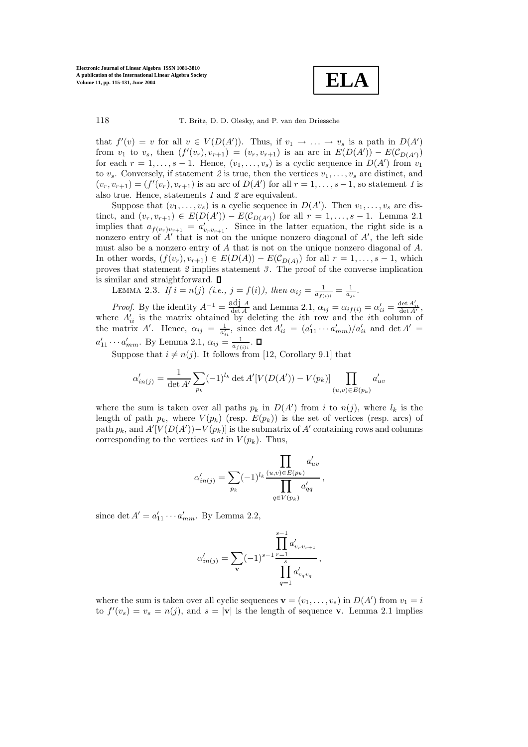that $f'(v) = v$ for all $v \in V(D(A'))$. Thus, if $v_1 \to \ldots \to v_s$ is a path in $D(A')$ from $v_1$ to $v_s$, then $(f'(v_r), v_{r+1}) = (v_r, v_{r+1})$ is an arc in $E(D(A')) - E(\mathcal{C}_{D(A')})$ for each $r = 1, \ldots, s-1$. Hence, $(v_1, \ldots, v_s)$ is a cyclic sequence in $D(A')$ from $v_1$ to $v_s$. Conversely, if statement *2* is true, then the vertices $v_1, \ldots, v_s$ are distinct, and $(v_r, v_{r+1}) = (f'(v_r), v_{r+1})$ is an arc of $D(A')$ for all $r = 1, \ldots, s-1$, so statement *1* is also true. Hence, statements *1* and *2* are equivalent.

Suppose that $(v_1, \ldots, v_s)$ is a cyclic sequence in $D(A')$. Then $v_1, \ldots, v_s$ are distinct, and $(v_r, v_{r+1}) \in E(D(A')) - E(\mathcal{C}_{D(A')})$ for all $r = 1, \ldots, s-1$. Lemma 2.1 implies that $a_{f(v_r)v_{r+1}} = a'_{v_r v_{r+1}}$. Since in the latter equation, the right side is a nonzero entry of $A'$ that is not on the unique nonzero diagonal of $A'$, the left side must also be a nonzero entry of $A$ that is not on the unique nonzero diagonal of $A$. In other words, $(f(v_r), v_{r+1}) \in E(D(A)) - E(\mathcal{C}_{D(A)})$ for all $r = 1, \ldots, s-1$, which proves that statement *2* implies statement *3*. The proof of the converse implication is similar and straightforward. □

LEMMA 2.3. *If $i = n(j)$ (i.e., $j = f(i)$), then $\alpha_{ij} = \frac{1}{a_{f(i)i}} = \frac{1}{a_{ji}}$.*

*Proof.* By the identity $A^{-1} = \frac{\operatorname{adj} A}{\det A}$ and Lemma 2.1, $\alpha_{ij} = \alpha_{if(i)} = \alpha'_{ii} = \frac{\det A'_{ii}}{\det A'}$, where $A'_{ii}$ is the matrix obtained by deleting the $i$th row and the $i$th column of the matrix $A'$. Hence, $\alpha_{ij} = \frac{1}{a'_{ii}}$, since $\det A'_{ii} = (a'_{11} \cdots a'_{mm})/a'_{ii}$ and $\det A' = a'_{11} \cdots a'_{mm}$. By Lemma 2.1, $\alpha_{ij} = \frac{1}{a_{f(i)i}}$. □

Suppose that $i \neq n(j)$. It follows from [12, Corollary 9.1] that

$$\alpha'_{in(j)} = \frac{1}{\det A'} \sum_{p_k} (-1)^{l_k} \det A'[V(D(A')) - V(p_k)] \prod_{(u,v) \in E(p_k)} a'_{uv}$$

where the sum is taken over all paths $p_k$ in $D(A')$ from $i$ to $n(j)$, where $l_k$ is the length of path $p_k$, where $V(p_k)$ (resp. $E(p_k)$) is the set of vertices (resp. arcs) of path $p_k$, and $A'[V(D(A')) - V(p_k)]$ is the submatrix of $A'$ containing rows and columns corresponding to the vertices *not* in $V(p_k)$. Thus,

$$\alpha'_{in(j)} = \sum_{p_k} (-1)^{l_k} \frac{\prod_{(u,v) \in E(p_k)} a'_{uv}}{\prod_{q \in V(p_k)} a'_{qq}},$$

since $\det A' = a'_{11} \cdots a'_{mm}$. By Lemma 2.2,

$$\alpha'_{in(j)} = \sum_{\mathbf{v}} (-1)^{s-1} \frac{\prod_{r=1}^{s-1} a'_{v_r v_{r+1}}}{\prod_{q=1}^{s} a'_{v_q v_q}},$$

where the sum is taken over all cyclic sequences $\mathbf{v} = (v_1, \ldots, v_s)$ in $D(A')$ from $v_1 = i$ to $f'(v_s) = v_s = n(j)$, and $s = |\mathbf{v}|$ is the length of sequence $\mathbf{v}$. Lemma 2.1 implies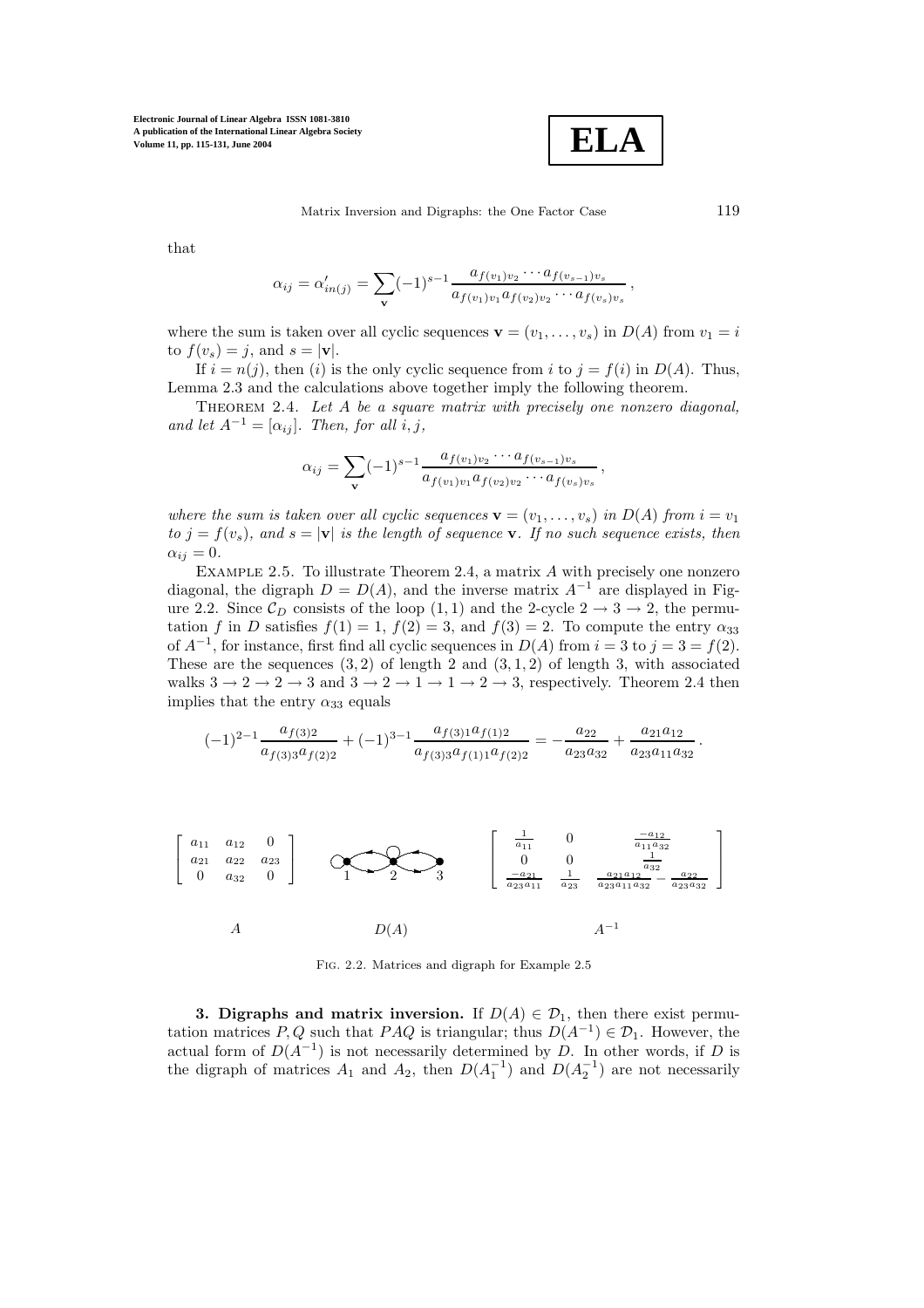that

$$\alpha_{ij} = \alpha'_{in(j)} = \sum_{\mathbf{v}} (-1)^{s-1} \frac{a_{f(v_1)v_2} \cdots a_{f(v_{s-1})v_s}}{a_{f(v_1)v_1} a_{f(v_2)v_2} \cdots a_{f(v_s)v_s}},$$

where the sum is taken over all cyclic sequences $\mathbf{v} = (v_1, \ldots, v_s)$ in $D(A)$ from $v_1 = i$ to $f(v_s) = j$, and $s = |\mathbf{v}|$.

If $i = n(j)$, then $(i)$ is the only cyclic sequence from $i$ to $j = f(i)$ in $D(A)$. Thus, Lemma 2.3 and the calculations above together imply the following theorem.

THEOREM 2.4. *Let $A$ be a square matrix with precisely one nonzero diagonal, and let $A^{-1} = [\alpha_{ij}]$. Then, for all $i, j$,*

$$\alpha_{ij} = \sum_{\mathbf{v}} (-1)^{s-1} \frac{a_{f(v_1)v_2} \cdots a_{f(v_{s-1})v_s}}{a_{f(v_1)v_1} a_{f(v_2)v_2} \cdots a_{f(v_s)v_s}},$$

*where the sum is taken over all cyclic sequences $\mathbf{v} = (v_1, \ldots, v_s)$ in $D(A)$ from $i = v_1$ to $j = f(v_s)$, and $s = |\mathbf{v}|$ is the length of sequence $\mathbf{v}$. If no such sequence exists, then $\alpha_{ij} = 0$.*

EXAMPLE 2.5. To illustrate Theorem 2.4, a matrix $A$ with precisely one nonzero diagonal, the digraph $D = D(A)$, and the inverse matrix $A^{-1}$ are displayed in Figure 2.2. Since $\mathcal{C}_D$ consists of the loop $(1, 1)$ and the 2-cycle $2 \to 3 \to 2$, the permutation $f$ in $D$ satisfies $f(1) = 1$, $f(2) = 3$, and $f(3) = 2$. To compute the entry $\alpha_{33}$ of $A^{-1}$, for instance, first find all cyclic sequences in $D(A)$ from $i = 3$ to $j = 3 = f(2)$. These are the sequences $(3, 2)$ of length 2 and $(3, 1, 2)$ of length 3, with associated walks $3 \to 2 \to 2 \to 3$ and $3 \to 2 \to 1 \to 1 \to 2 \to 3$, respectively. Theorem 2.4 then implies that the entry $\alpha_{33}$ equals

$$(-1)^{2-1} \frac{a_{f(3)2}}{a_{f(3)3} a_{f(2)2}} + (-1)^{3-1} \frac{a_{f(3)1} a_{f(1)2}}{a_{f(3)3} a_{f(1)1} a_{f(2)2}} = -\frac{a_{22}}{a_{23} a_{32}} + \frac{a_{21} a_{12}}{a_{23} a_{11} a_{32}}.$$

$$A = \begin{bmatrix} a_{11} & a_{12} & 0 \\ a_{21} & a_{22} & a_{23} \\ 0 & a_{32} & 0 \end{bmatrix} \qquad A^{-1} = \begin{bmatrix} \frac{1}{a_{11}} & 0 & \frac{-a_{12}}{a_{11}a_{32}} \\ 0 & 0 & \frac{1}{a_{32}} \\ \frac{-a_{21}}{a_{23}a_{11}} & \frac{1}{a_{23}} & \frac{a_{21}a_{12}}{a_{23}a_{11}a_{32}} - \frac{a_{22}}{a_{23}a_{32}} \end{bmatrix}$$

$A$ $\qquad$ $D(A)$ $\qquad$ $A^{-1}$

FIG. 2.2. Matrices and digraph for Example 2.5

**3. Digraphs and matrix inversion.** If $D(A) \in \mathcal{D}_1$, then there exist permutation matrices $P, Q$ such that $PAQ$ is triangular; thus $D(A^{-1}) \in \mathcal{D}_1$. However, the actual form of $D(A^{-1})$ is not necessarily determined by $D$. In other words, if $D$ is the digraph of matrices $A_1$ and $A_2$, then $D(A_1^{-1})$ and $D(A_2^{-1})$ are not necessarily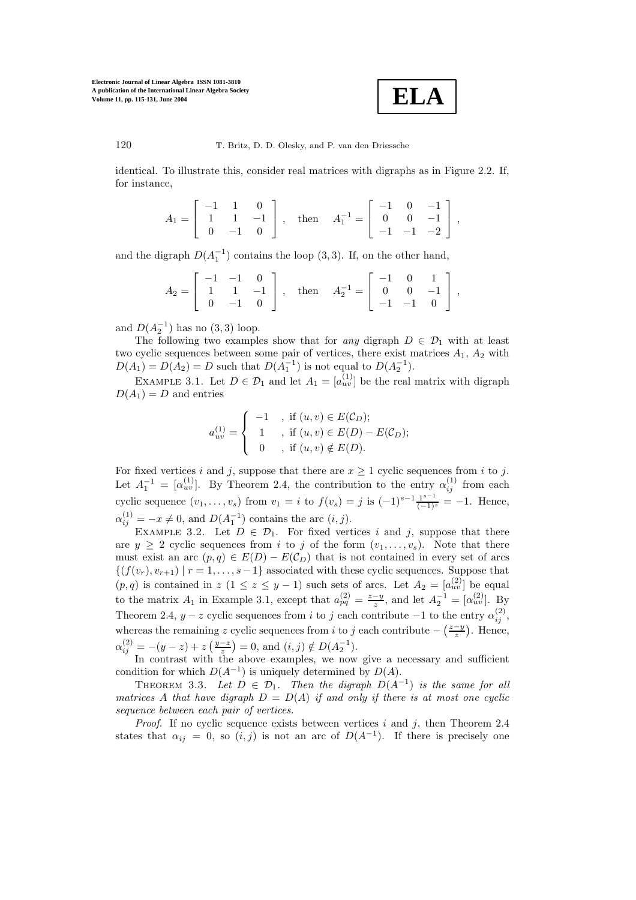identical. To illustrate this, consider real matrices with digraphs as in Figure 2.2. If, for instance,

$$A_1 = \begin{bmatrix} -1 & 1 & 0 \\ 1 & 1 & -1 \\ 0 & -1 & 0 \end{bmatrix}, \quad \text{then} \quad A_1^{-1} = \begin{bmatrix} -1 & 0 & -1 \\ 0 & 0 & -1 \\ -1 & -1 & -2 \end{bmatrix},$$

and the digraph $D(A_1^{-1})$ contains the loop $(3,3)$. If, on the other hand,

$$A_2 = \begin{bmatrix} -1 & -1 & 0 \\ 1 & 1 & -1 \\ 0 & -1 & 0 \end{bmatrix}, \quad \text{then} \quad A_2^{-1} = \begin{bmatrix} -1 & 0 & 1 \\ 0 & 0 & -1 \\ -1 & -1 & 0 \end{bmatrix},$$

and $D(A_2^{-1})$ has no $(3,3)$ loop.

The following two examples show that for *any* digraph $D \in \mathcal{D}_1$ with at least two cyclic sequences between some pair of vertices, there exist matrices $A_1$, $A_2$ with $D(A_1) = D(A_2) = D$ such that $D(A_1^{-1})$ is not equal to $D(A_2^{-1})$.

Example 3.1. Let $D \in \mathcal{D}_1$ and let $A_1 = [a_{uv}^{(1)}]$ be the real matrix with digraph $D(A_1) = D$ and entries

$$a_{uv}^{(1)} = \begin{cases} -1 & , \text{ if } (u,v) \in E(\mathcal{C}_D); \\ 1 & , \text{ if } (u,v) \in E(D) - E(\mathcal{C}_D); \\ 0 & , \text{ if } (u,v) \notin E(D). \end{cases}$$

For fixed vertices $i$ and $j$, suppose that there are $x \geq 1$ cyclic sequences from $i$ to $j$. Let $A_1^{-1} = [\alpha_{uv}^{(1)}]$. By Theorem 2.4, the contribution to the entry $\alpha_{ij}^{(1)}$ from each cyclic sequence $(v_1, \ldots, v_s)$ from $v_1 = i$ to $f(v_s) = j$ is $(-1)^{s-1}\frac{1^{s-1}}{(-1)^s} = -1$. Hence, $\alpha_{ij}^{(1)} = -x \neq 0$, and $D(A_1^{-1})$ contains the arc $(i,j)$.

Example 3.2. Let $D \in \mathcal{D}_1$. For fixed vertices $i$ and $j$, suppose that there are $y \geq 2$ cyclic sequences from $i$ to $j$ of the form $(v_1, \ldots, v_s)$. Note that there must exist an arc $(p,q) \in E(D) - E(\mathcal{C}_D)$ that is not contained in every set of arcs $\{(f(v_r), v_{r+1}) \mid r = 1, \ldots, s-1\}$ associated with these cyclic sequences. Suppose that $(p,q)$ is contained in $z$ $(1 \leq z \leq y-1)$ such sets of arcs. Let $A_2 = [a_{uv}^{(2)}]$ be equal to the matrix $A_1$ in Example 3.1, except that $a_{pq}^{(2)} = \frac{z-y}{z}$, and let $A_2^{-1} = [\alpha_{uv}^{(2)}]$. By Theorem 2.4, $y - z$ cyclic sequences from $i$ to $j$ each contribute $-1$ to the entry $\alpha_{ij}^{(2)}$, whereas the remaining $z$ cyclic sequences from $i$ to $j$ each contribute $-\left(\frac{z-y}{z}\right)$. Hence, $\alpha_{ij}^{(2)} = -(y-z) + z\left(\frac{y-z}{z}\right) = 0$, and $(i,j) \notin D(A_2^{-1})$.

In contrast with the above examples, we now give a necessary and sufficient condition for which $D(A^{-1})$ is uniquely determined by $D(A)$.

Theorem 3.3. *Let $D \in \mathcal{D}_1$. Then the digraph $D(A^{-1})$ is the same for all matrices $A$ that have digraph $D = D(A)$ if and only if there is at most one cyclic sequence between each pair of vertices.*

*Proof*. If no cyclic sequence exists between vertices $i$ and $j$, then Theorem 2.4 states that $\alpha_{ij} = 0$, so $(i,j)$ is not an arc of $D(A^{-1})$. If there is precisely one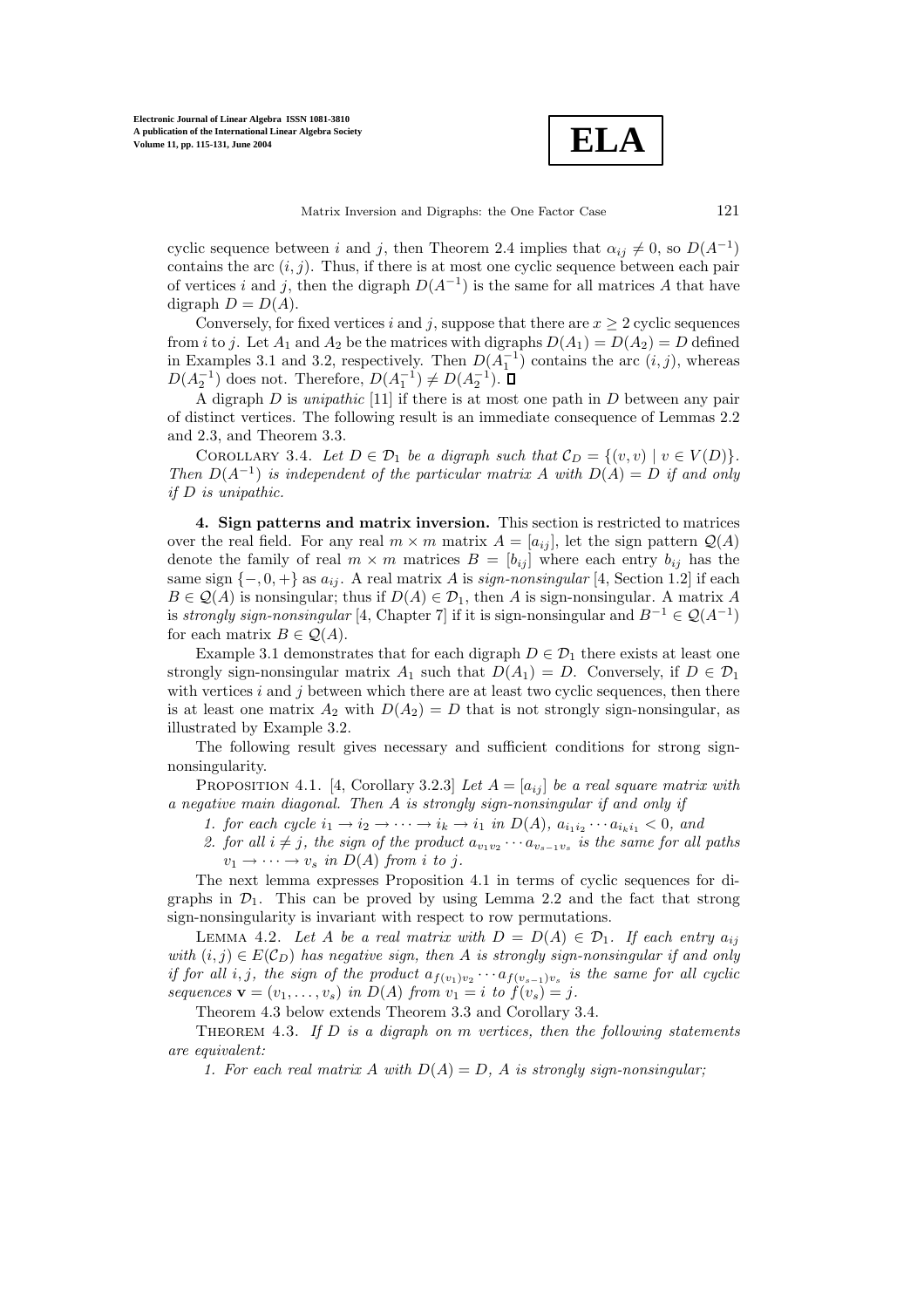cyclic sequence between $i$ and $j$, then Theorem 2.4 implies that $\alpha_{ij} \neq 0$, so $D(A^{-1})$ contains the arc $(i, j)$. Thus, if there is at most one cyclic sequence between each pair of vertices $i$ and $j$, then the digraph $D(A^{-1})$ is the same for all matrices $A$ that have digraph $D = D(A)$.

Conversely, for fixed vertices $i$ and $j$, suppose that there are $x \geq 2$ cyclic sequences from $i$ to $j$. Let $A_1$ and $A_2$ be the matrices with digraphs $D(A_1) = D(A_2) = D$ defined in Examples 3.1 and 3.2, respectively. Then $D(A_1^{-1})$ contains the arc $(i, j)$, whereas $D(A_2^{-1})$ does not. Therefore, $D(A_1^{-1}) \neq D(A_2^{-1})$. ∎

A digraph $D$ is *unipathic* [11] if there is at most one path in $D$ between any pair of distinct vertices. The following result is an immediate consequence of Lemmas 2.2 and 2.3, and Theorem 3.3.

Corollary 3.4. *Let $D \in \mathcal{D}_1$ be a digraph such that $\mathcal{C}_D = \{(v, v) \mid v \in V(D)\}$. Then $D(A^{-1})$ is independent of the particular matrix $A$ with $D(A) = D$ if and only if $D$ is unipathic.*

**4. Sign patterns and matrix inversion.** This section is restricted to matrices over the real field. For any real $m \times m$ matrix $A = [a_{ij}]$, let the sign pattern $\mathcal{Q}(A)$ denote the family of real $m \times m$ matrices $B = [b_{ij}]$ where each entry $b_{ij}$ has the same sign $\{-, 0, +\}$ as $a_{ij}$. A real matrix $A$ is *sign-nonsingular* [4, Section 1.2] if each $B \in \mathcal{Q}(A)$ is nonsingular; thus if $D(A) \in \mathcal{D}_1$, then $A$ is sign-nonsingular. A matrix $A$ is *strongly sign-nonsingular* [4, Chapter 7] if it is sign-nonsingular and $B^{-1} \in \mathcal{Q}(A^{-1})$ for each matrix $B \in \mathcal{Q}(A)$.

Example 3.1 demonstrates that for each digraph $D \in \mathcal{D}_1$ there exists at least one strongly sign-nonsingular matrix $A_1$ such that $D(A_1) = D$. Conversely, if $D \in \mathcal{D}_1$ with vertices $i$ and $j$ between which there are at least two cyclic sequences, then there is at least one matrix $A_2$ with $D(A_2) = D$ that is not strongly sign-nonsingular, as illustrated by Example 3.2.

The following result gives necessary and sufficient conditions for strong sign-nonsingularity.

Proposition 4.1. [4, Corollary 3.2.3] *Let $A = [a_{ij}]$ be a real square matrix with a negative main diagonal. Then $A$ is strongly sign-nonsingular if and only if*

1. *for each cycle $i_1 \to i_2 \to \cdots \to i_k \to i_1$ in $D(A)$, $a_{i_1 i_2} \cdots a_{i_k i_1} < 0$, and*
2. *for all $i \neq j$, the sign of the product $a_{v_1 v_2} \cdots a_{v_{s-1} v_s}$ is the same for all paths $v_1 \to \cdots \to v_s$ in $D(A)$ from $i$ to $j$.*

The next lemma expresses Proposition 4.1 in terms of cyclic sequences for digraphs in $\mathcal{D}_1$. This can be proved by using Lemma 2.2 and the fact that strong sign-nonsingularity is invariant with respect to row permutations.

Lemma 4.2. *Let $A$ be a real matrix with $D = D(A) \in \mathcal{D}_1$. If each entry $a_{ij}$ with $(i, j) \in E(\mathcal{C}_D)$ has negative sign, then $A$ is strongly sign-nonsingular if and only if for all $i, j$, the sign of the product $a_{f(v_1) v_2} \cdots a_{f(v_{s-1}) v_s}$ is the same for all cyclic sequences $\mathbf{v} = (v_1, \ldots, v_s)$ in $D(A)$ from $v_1 = i$ to $f(v_s) = j$.*

Theorem 4.3 below extends Theorem 3.3 and Corollary 3.4.

Theorem 4.3. *If $D$ is a digraph on $m$ vertices, then the following statements are equivalent:*

1. *For each real matrix $A$ with $D(A) = D$, $A$ is strongly sign-nonsingular;*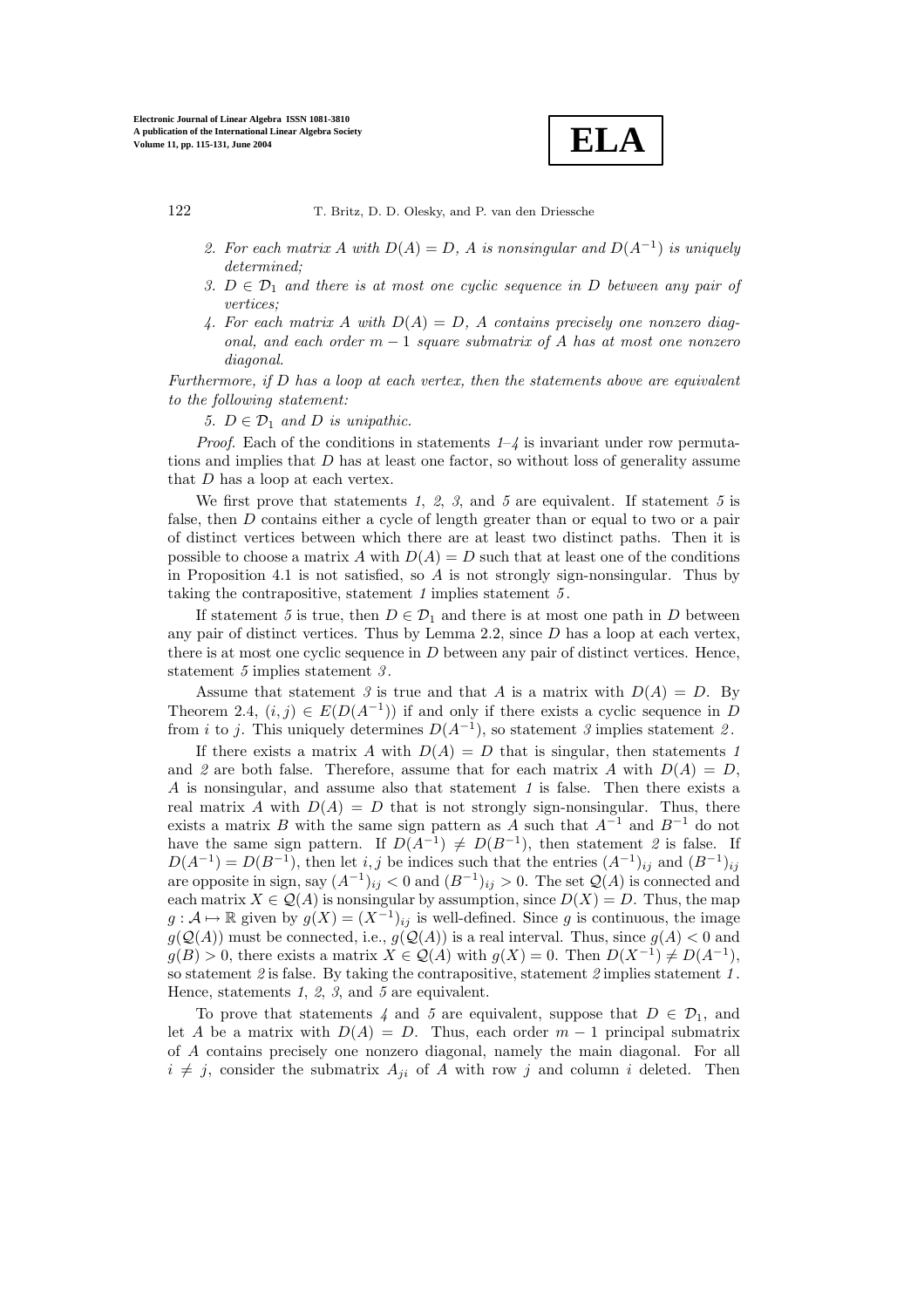2. *For each matrix $A$ with $D(A) = D$, $A$ is nonsingular and $D(A^{-1})$ is uniquely determined;*
3. *$D \in \mathcal{D}_1$ and there is at most one cyclic sequence in $D$ between any pair of vertices;*
4. *For each matrix $A$ with $D(A) = D$, $A$ contains precisely one nonzero diagonal, and each order $m-1$ square submatrix of $A$ has at most one nonzero diagonal.*

*Furthermore, if $D$ has a loop at each vertex, then the statements above are equivalent to the following statement:*

5. *$D \in \mathcal{D}_1$ and $D$ is unipathic.*

*Proof*. Each of the conditions in statements *1*–*4* is invariant under row permutations and implies that $D$ has at least one factor, so without loss of generality assume that $D$ has a loop at each vertex.

We first prove that statements *1*, *2*, *3*, and *5* are equivalent. If statement *5* is false, then $D$ contains either a cycle of length greater than or equal to two or a pair of distinct vertices between which there are at least two distinct paths. Then it is possible to choose a matrix $A$ with $D(A) = D$ such that at least one of the conditions in Proposition 4.1 is not satisfied, so $A$ is not strongly sign-nonsingular. Thus by taking the contrapositive, statement *1* implies statement *5*.

If statement *5* is true, then $D \in \mathcal{D}_1$ and there is at most one path in $D$ between any pair of distinct vertices. Thus by Lemma 2.2, since $D$ has a loop at each vertex, there is at most one cyclic sequence in $D$ between any pair of distinct vertices. Hence, statement *5* implies statement *3*.

Assume that statement *3* is true and that $A$ is a matrix with $D(A) = D$. By Theorem 2.4, $(i, j) \in E(D(A^{-1}))$ if and only if there exists a cyclic sequence in $D$ from $i$ to $j$. This uniquely determines $D(A^{-1})$, so statement *3* implies statement *2*.

If there exists a matrix $A$ with $D(A) = D$ that is singular, then statements *1* and *2* are both false. Therefore, assume that for each matrix $A$ with $D(A) = D$, $A$ is nonsingular, and assume also that statement *1* is false. Then there exists a real matrix $A$ with $D(A) = D$ that is not strongly sign-nonsingular. Thus, there exists a matrix $B$ with the same sign pattern as $A$ such that $A^{-1}$ and $B^{-1}$ do not have the same sign pattern. If $D(A^{-1}) \neq D(B^{-1})$, then statement *2* is false. If $D(A^{-1}) = D(B^{-1})$, then let $i, j$ be indices such that the entries $(A^{-1})_{ij}$ and $(B^{-1})_{ij}$ are opposite in sign, say $(A^{-1})_{ij} < 0$ and $(B^{-1})_{ij} > 0$. The set $\mathcal{Q}(A)$ is connected and each matrix $X \in \mathcal{Q}(A)$ is nonsingular by assumption, since $D(X) = D$. Thus, the map $g : \mathcal{A} \mapsto \mathbb{R}$ given by $g(X) = (X^{-1})_{ij}$ is well-defined. Since $g$ is continuous, the image $g(\mathcal{Q}(A))$ must be connected, i.e., $g(\mathcal{Q}(A))$ is a real interval. Thus, since $g(A) < 0$ and $g(B) > 0$, there exists a matrix $X \in \mathcal{Q}(A)$ with $g(X) = 0$. Then $D(X^{-1}) \neq D(A^{-1})$, so statement *2* is false. By taking the contrapositive, statement *2* implies statement *1*. Hence, statements *1*, *2*, *3*, and *5* are equivalent.

To prove that statements *4* and *5* are equivalent, suppose that $D \in \mathcal{D}_1$, and let $A$ be a matrix with $D(A) = D$. Thus, each order $m-1$ principal submatrix of $A$ contains precisely one nonzero diagonal, namely the main diagonal. For all $i \neq j$, consider the submatrix $A_{ji}$ of $A$ with row $j$ and column $i$ deleted. Then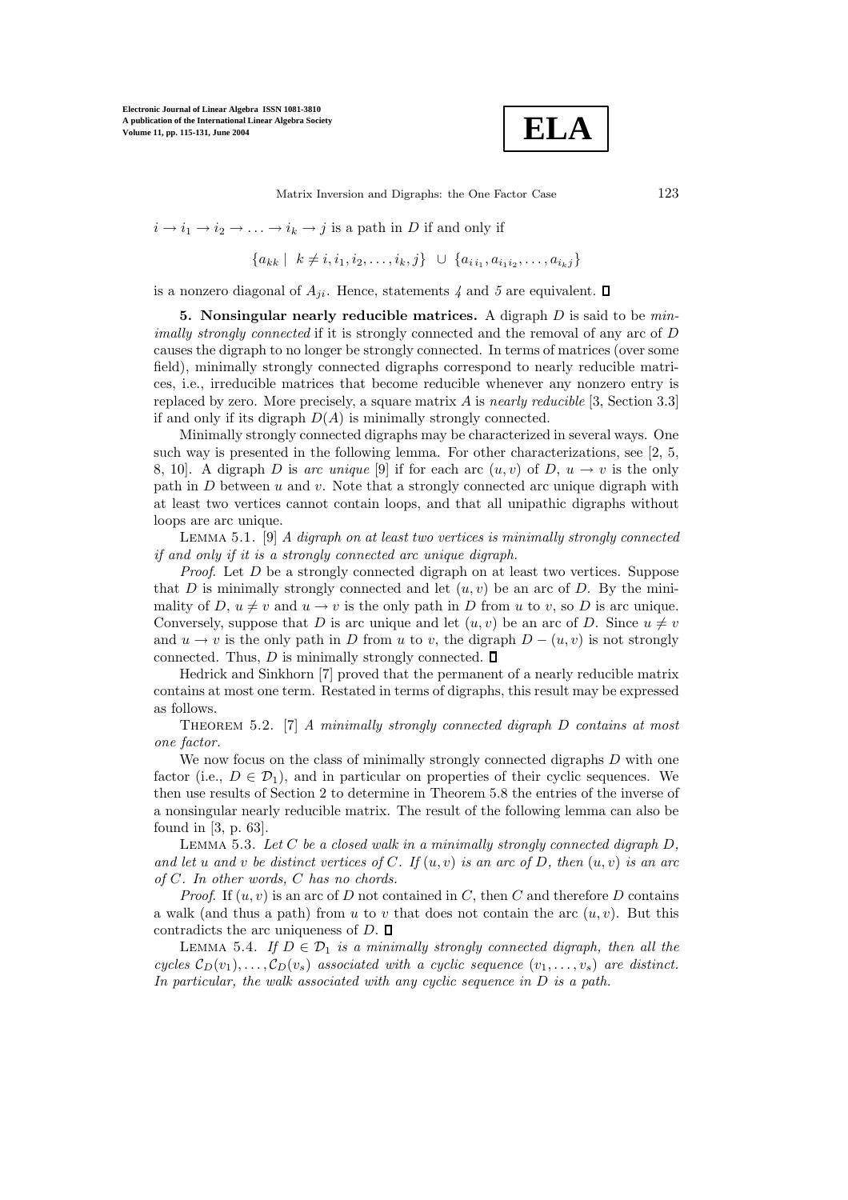$i \to i_1 \to i_2 \to \ldots \to i_k \to j$ is a path in $D$ if and only if

$$\{a_{kk} \mid k \neq i, i_1, i_2, \ldots, i_k, j\} \cup \{a_{i\,i_1}, a_{i_1 i_2}, \ldots, a_{i_k j}\}$$

is a nonzero diagonal of $A_{ji}$. Hence, statements *4* and *5* are equivalent. ∎

**5. Nonsingular nearly reducible matrices.** A digraph $D$ is said to be *minimally strongly connected* if it is strongly connected and the removal of any arc of $D$ causes the digraph to no longer be strongly connected. In terms of matrices (over some field), minimally strongly connected digraphs correspond to nearly reducible matrices, i.e., irreducible matrices that become reducible whenever any nonzero entry is replaced by zero. More precisely, a square matrix $A$ is *nearly reducible* [3, Section 3.3] if and only if its digraph $D(A)$ is minimally strongly connected.

Minimally strongly connected digraphs may be characterized in several ways. One such way is presented in the following lemma. For other characterizations, see [2, 5, 8, 10]. A digraph $D$ is *arc unique* [9] if for each arc $(u, v)$ of $D$, $u \to v$ is the only path in $D$ between $u$ and $v$. Note that a strongly connected arc unique digraph with at least two vertices cannot contain loops, and that all unipathic digraphs without loops are arc unique.

Lemma 5.1. [9] *A digraph on at least two vertices is minimally strongly connected if and only if it is a strongly connected arc unique digraph.*

*Proof.* Let $D$ be a strongly connected digraph on at least two vertices. Suppose that $D$ is minimally strongly connected and let $(u, v)$ be an arc of $D$. By the minimality of $D$, $u \neq v$ and $u \to v$ is the only path in $D$ from $u$ to $v$, so $D$ is arc unique. Conversely, suppose that $D$ is arc unique and let $(u, v)$ be an arc of $D$. Since $u \neq v$ and $u \to v$ is the only path in $D$ from $u$ to $v$, the digraph $D - (u, v)$ is not strongly connected. Thus, $D$ is minimally strongly connected. ∎

Hedrick and Sinkhorn [7] proved that the permanent of a nearly reducible matrix contains at most one term. Restated in terms of digraphs, this result may be expressed as follows.

Theorem 5.2. [7] *A minimally strongly connected digraph $D$ contains at most one factor.*

We now focus on the class of minimally strongly connected digraphs $D$ with one factor (i.e., $D \in \mathcal{D}_1$), and in particular on properties of their cyclic sequences. We then use results of Section 2 to determine in Theorem 5.8 the entries of the inverse of a nonsingular nearly reducible matrix. The result of the following lemma can also be found in [3, p. 63].

Lemma 5.3. *Let $C$ be a closed walk in a minimally strongly connected digraph $D$, and let $u$ and $v$ be distinct vertices of $C$. If $(u, v)$ is an arc of $D$, then $(u, v)$ is an arc of $C$. In other words, $C$ has no chords.*

*Proof.* If $(u, v)$ is an arc of $D$ not contained in $C$, then $C$ and therefore $D$ contains a walk (and thus a path) from $u$ to $v$ that does not contain the arc $(u, v)$. But this contradicts the arc uniqueness of $D$. ∎

Lemma 5.4. *If $D \in \mathcal{D}_1$ is a minimally strongly connected digraph, then all the cycles $\mathcal{C}_D(v_1), \ldots, \mathcal{C}_D(v_s)$ associated with a cyclic sequence $(v_1, \ldots, v_s)$ are distinct. In particular, the walk associated with any cyclic sequence in $D$ is a path.*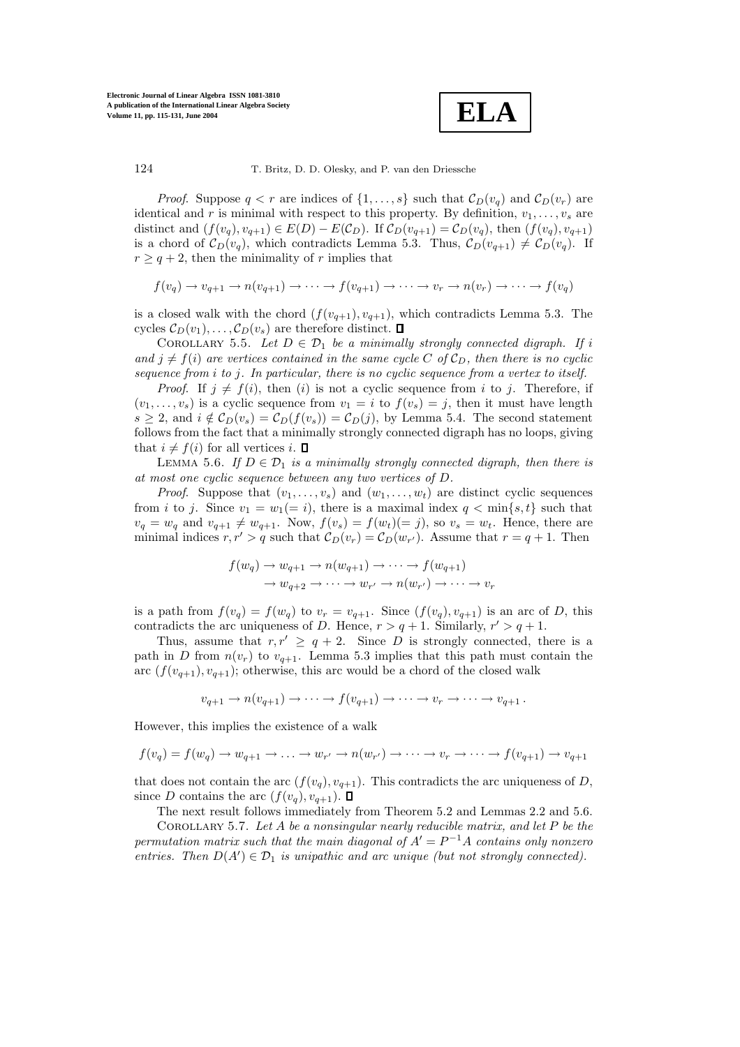*Proof*. Suppose $q < r$ are indices of $\{1, \ldots, s\}$ such that $\mathcal{C}_D(v_q)$ and $\mathcal{C}_D(v_r)$ are identical and $r$ is minimal with respect to this property. By definition, $v_1, \ldots, v_s$ are distinct and $(f(v_q), v_{q+1}) \in E(D) - E(\mathcal{C}_D)$. If $\mathcal{C}_D(v_{q+1}) = \mathcal{C}_D(v_q)$, then $(f(v_q), v_{q+1})$ is a chord of $\mathcal{C}_D(v_q)$, which contradicts Lemma 5.3. Thus, $\mathcal{C}_D(v_{q+1}) \neq \mathcal{C}_D(v_q)$. If $r \geq q + 2$, then the minimality of $r$ implies that

$$f(v_q) \to v_{q+1} \to n(v_{q+1}) \to \cdots \to f(v_{q+1}) \to \cdots \to v_r \to n(v_r) \to \cdots \to f(v_q)$$

is a closed walk with the chord $(f(v_{q+1}), v_{q+1})$, which contradicts Lemma 5.3. The cycles $\mathcal{C}_D(v_1), \ldots, \mathcal{C}_D(v_s)$ are therefore distinct. ∎

Corollary 5.5. *Let $D \in \mathcal{D}_1$ be a minimally strongly connected digraph. If $i$ and $j \neq f(i)$ are vertices contained in the same cycle $C$ of $\mathcal{C}_D$, then there is no cyclic sequence from $i$ to $j$. In particular, there is no cyclic sequence from a vertex to itself.*

*Proof*. If $j \neq f(i)$, then $(i)$ is not a cyclic sequence from $i$ to $j$. Therefore, if $(v_1, \ldots, v_s)$ is a cyclic sequence from $v_1 = i$ to $f(v_s) = j$, then it must have length $s \geq 2$, and $i \notin \mathcal{C}_D(v_s) = \mathcal{C}_D(f(v_s)) = \mathcal{C}_D(j)$, by Lemma 5.4. The second statement follows from the fact that a minimally strongly connected digraph has no loops, giving that $i \neq f(i)$ for all vertices $i$. ∎

Lemma 5.6. *If $D \in \mathcal{D}_1$ is a minimally strongly connected digraph, then there is at most one cyclic sequence between any two vertices of $D$.*

*Proof*. Suppose that $(v_1, \ldots, v_s)$ and $(w_1, \ldots, w_t)$ are distinct cyclic sequences from $i$ to $j$. Since $v_1 = w_1 (= i)$, there is a maximal index $q < \min\{s, t\}$ such that $v_q = w_q$ and $v_{q+1} \neq w_{q+1}$. Now, $f(v_s) = f(w_t) (= j)$, so $v_s = w_t$. Hence, there are minimal indices $r, r' > q$ such that $\mathcal{C}_D(v_r) = \mathcal{C}_D(w_{r'})$. Assume that $r = q + 1$. Then

$$\begin{aligned} f(w_q) \to w_{q+1} \to n(w_{q+1}) \to \cdots \to f(w_{q+1}) \\ \to w_{q+2} \to \cdots \to w_{r'} \to n(w_{r'}) \to \cdots \to v_r \end{aligned}$$

is a path from $f(v_q) = f(w_q)$ to $v_r = v_{q+1}$. Since $(f(v_q), v_{q+1})$ is an arc of $D$, this contradicts the arc uniqueness of $D$. Hence, $r > q + 1$. Similarly, $r' > q + 1$.

Thus, assume that $r, r' \geq q + 2$. Since $D$ is strongly connected, there is a path in $D$ from $n(v_r)$ to $v_{q+1}$. Lemma 5.3 implies that this path must contain the arc $(f(v_{q+1}), v_{q+1})$; otherwise, this arc would be a chord of the closed walk

$$v_{q+1} \to n(v_{q+1}) \to \cdots \to f(v_{q+1}) \to \cdots \to v_r \to \cdots \to v_{q+1}\,.$$

However, this implies the existence of a walk

$$f(v_q) = f(w_q) \to w_{q+1} \to \ldots \to w_{r'} \to n(w_{r'}) \to \cdots \to v_r \to \cdots \to f(v_{q+1}) \to v_{q+1}$$

that does not contain the arc $(f(v_q), v_{q+1})$. This contradicts the arc uniqueness of $D$, since $D$ contains the arc $(f(v_q), v_{q+1})$. ∎

The next result follows immediately from Theorem 5.2 and Lemmas 2.2 and 5.6.

Corollary 5.7. *Let $A$ be a nonsingular nearly reducible matrix, and let $P$ be the permutation matrix such that the main diagonal of $A' = P^{-1}A$ contains only nonzero entries. Then $D(A') \in \mathcal{D}_1$ is unipathic and arc unique (but not strongly connected).*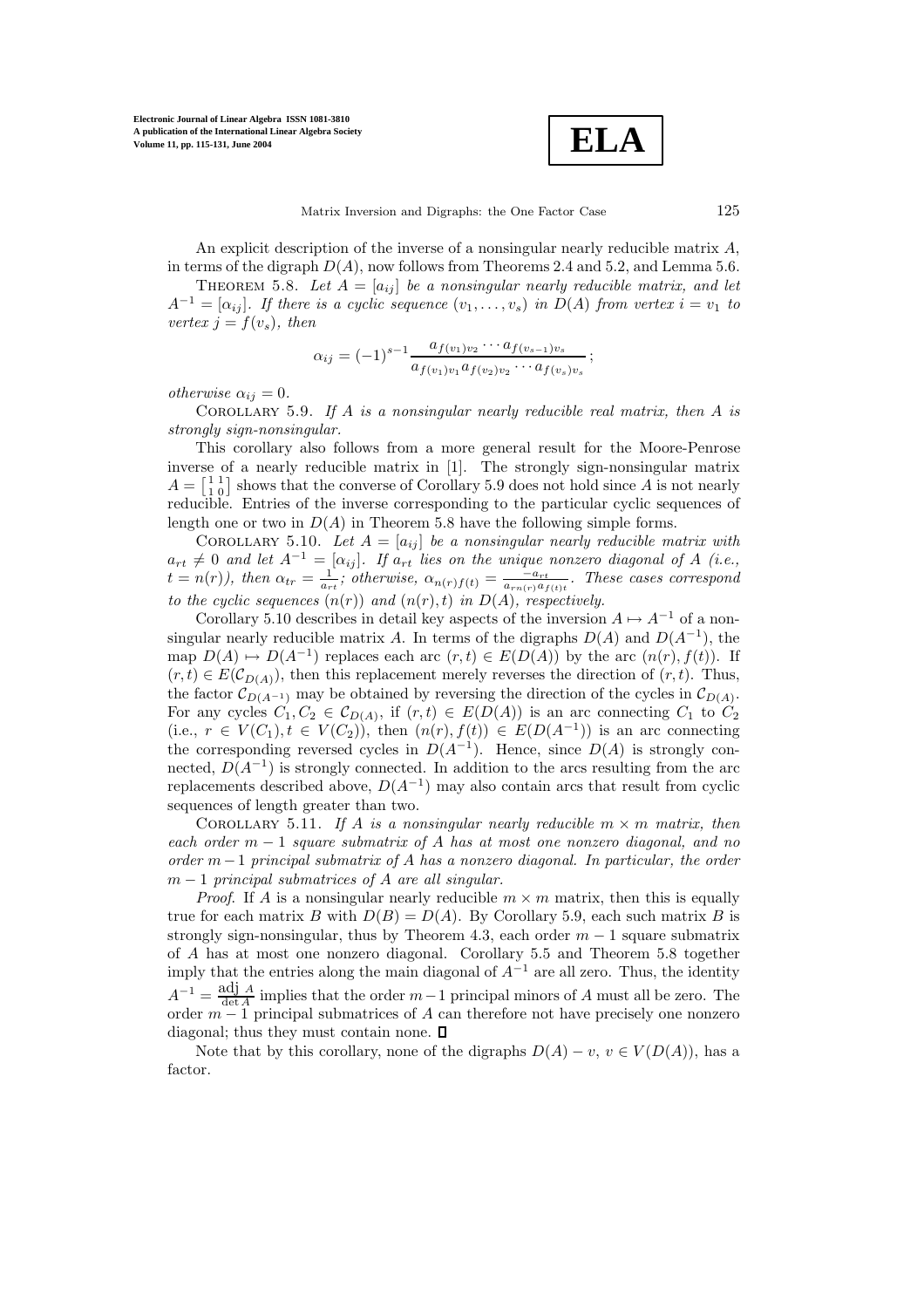An explicit description of the inverse of a nonsingular nearly reducible matrix $A$, in terms of the digraph $D(A)$, now follows from Theorems 2.4 and 5.2, and Lemma 5.6.

THEOREM 5.8. *Let $A = [a_{ij}]$ be a nonsingular nearly reducible matrix, and let $A^{-1} = [\alpha_{ij}]$. If there is a cyclic sequence $(v_1, \ldots, v_s)$ in $D(A)$ from vertex $i = v_1$ to vertex $j = f(v_s)$, then*

$$\alpha_{ij} = (-1)^{s-1} \frac{a_{f(v_1)v_2} \cdots a_{f(v_{s-1})v_s}}{a_{f(v_1)v_1} a_{f(v_2)v_2} \cdots a_{f(v_s)v_s}};$$

*otherwise $\alpha_{ij} = 0$.*

COROLLARY 5.9. *If $A$ is a nonsingular nearly reducible real matrix, then $A$ is strongly sign-nonsingular.*

This corollary also follows from a more general result for the Moore-Penrose inverse of a nearly reducible matrix in [1]. The strongly sign-nonsingular matrix $A = \left[\begin{smallmatrix} 1 & 1 \\ 1 & 0 \end{smallmatrix}\right]$ shows that the converse of Corollary 5.9 does not hold since $A$ is not nearly reducible. Entries of the inverse corresponding to the particular cyclic sequences of length one or two in $D(A)$ in Theorem 5.8 have the following simple forms.

COROLLARY 5.10. *Let $A = [a_{ij}]$ be a nonsingular nearly reducible matrix with $a_{rt} \neq 0$ and let $A^{-1} = [\alpha_{ij}]$. If $a_{rt}$ lies on the unique nonzero diagonal of $A$ (i.e., $t = n(r)$), then $\alpha_{tr} = \frac{1}{a_{rt}}$; otherwise, $\alpha_{n(r)f(t)} = \frac{-a_{rt}}{a_{rn(r)}a_{f(t)t}}$. These cases correspond to the cyclic sequences $(n(r))$ and $(n(r), t)$ in $D(A)$, respectively.*

Corollary 5.10 describes in detail key aspects of the inversion $A \mapsto A^{-1}$ of a nonsingular nearly reducible matrix $A$. In terms of the digraphs $D(A)$ and $D(A^{-1})$, the map $D(A) \mapsto D(A^{-1})$ replaces each arc $(r, t) \in E(D(A))$ by the arc $(n(r), f(t))$. If $(r, t) \in E(\mathcal{C}_{D(A)})$, then this replacement merely reverses the direction of $(r, t)$. Thus, the factor $\mathcal{C}_{D(A^{-1})}$ may be obtained by reversing the direction of the cycles in $\mathcal{C}_{D(A)}$. For any cycles $C_1, C_2 \in \mathcal{C}_{D(A)}$, if $(r, t) \in E(D(A))$ is an arc connecting $C_1$ to $C_2$ (i.e., $r \in V(C_1), t \in V(C_2)$), then $(n(r), f(t)) \in E(D(A^{-1}))$ is an arc connecting the corresponding reversed cycles in $D(A^{-1})$. Hence, since $D(A)$ is strongly connected, $D(A^{-1})$ is strongly connected. In addition to the arcs resulting from the arc replacements described above, $D(A^{-1})$ may also contain arcs that result from cyclic sequences of length greater than two.

COROLLARY 5.11. *If $A$ is a nonsingular nearly reducible $m \times m$ matrix, then each order $m - 1$ square submatrix of $A$ has at most one nonzero diagonal, and no order $m - 1$ principal submatrix of $A$ has a nonzero diagonal. In particular, the order $m - 1$ principal submatrices of $A$ are all singular.*

*Proof.* If $A$ is a nonsingular nearly reducible $m \times m$ matrix, then this is equally true for each matrix $B$ with $D(B) = D(A)$. By Corollary 5.9, each such matrix $B$ is strongly sign-nonsingular, thus by Theorem 4.3, each order $m - 1$ square submatrix of $A$ has at most one nonzero diagonal. Corollary 5.5 and Theorem 5.8 together imply that the entries along the main diagonal of $A^{-1}$ are all zero. Thus, the identity $A^{-1} = \frac{\operatorname{adj} A}{\det A}$ implies that the order $m-1$ principal minors of $A$ must all be zero. The order $m - 1$ principal submatrices of $A$ can therefore not have precisely one nonzero diagonal; thus they must contain none. $\square$

Note that by this corollary, none of the digraphs $D(A) - v$, $v \in V(D(A))$, has a factor.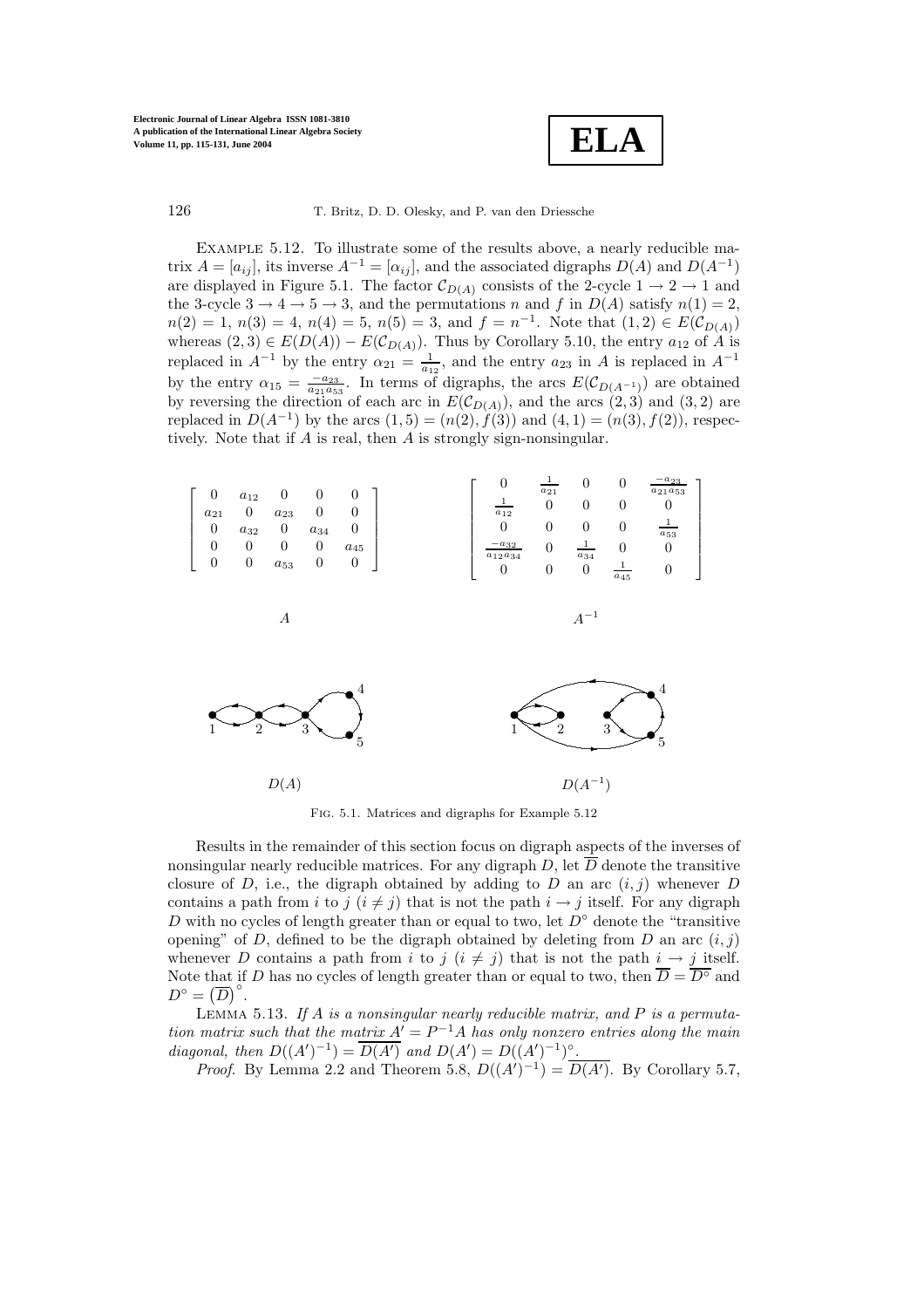Example 5.12. To illustrate some of the results above, a nearly reducible matrix $A = [a_{ij}]$, its inverse $A^{-1} = [\alpha_{ij}]$, and the associated digraphs $D(A)$ and $D(A^{-1})$ are displayed in Figure 5.1. The factor $\mathcal{C}_{D(A)}$ consists of the 2-cycle $1 \to 2 \to 1$ and the 3-cycle $3 \to 4 \to 5 \to 3$, and the permutations $n$ and $f$ in $D(A)$ satisfy $n(1) = 2$, $n(2) = 1$, $n(3) = 4$, $n(4) = 5$, $n(5) = 3$, and $f = n^{-1}$. Note that $(1, 2) \in E(\mathcal{C}_{D(A)})$ whereas $(2, 3) \in E(D(A)) - E(\mathcal{C}_{D(A)})$. Thus by Corollary 5.10, the entry $a_{12}$ of $A$ is replaced in $A^{-1}$ by the entry $\alpha_{21} = \frac{1}{a_{12}}$, and the entry $a_{23}$ in $A$ is replaced in $A^{-1}$ by the entry $\alpha_{15} = \frac{-a_{23}}{a_{21}a_{53}}$. In terms of digraphs, the arcs $E(\mathcal{C}_{D(A^{-1})})$ are obtained by reversing the direction of each arc in $E(\mathcal{C}_{D(A)})$, and the arcs $(2, 3)$ and $(3, 2)$ are replaced in $D(A^{-1})$ by the arcs $(1, 5) = (n(2), f(3))$ and $(4, 1) = (n(3), f(2))$, respectively. Note that if $A$ is real, then $A$ is strongly sign-nonsingular.

$$
A = \begin{bmatrix} 0 & a_{12} & 0 & 0 & 0 \\ a_{21} & 0 & a_{23} & 0 & 0 \\ 0 & a_{32} & 0 & a_{34} & 0 \\ 0 & 0 & 0 & 0 & a_{45} \\ 0 & 0 & a_{53} & 0 & 0 \end{bmatrix}
\qquad
A^{-1} = \begin{bmatrix} 0 & \frac{1}{a_{21}} & 0 & 0 & \frac{-a_{23}}{a_{21}a_{53}} \\ \frac{1}{a_{12}} & 0 & 0 & 0 & 0 \\ 0 & 0 & 0 & 0 & \frac{1}{a_{53}} \\ \frac{-a_{32}}{a_{12}a_{34}} & 0 & \frac{1}{a_{34}} & 0 & 0 \\ 0 & 0 & 0 & \frac{1}{a_{45}} & 0 \end{bmatrix}
$$

$D(A)$ $\qquad$ $D(A^{-1})$

Fig. 5.1. *Matrices and digraphs for Example 5.12*

Results in the remainder of this section focus on digraph aspects of the inverses of nonsingular nearly reducible matrices. For any digraph $D$, let $\overline{D}$ denote the transitive closure of $D$, i.e., the digraph obtained by adding to $D$ an arc $(i, j)$ whenever $D$ contains a path from $i$ to $j$ $(i \neq j)$ that is not the path $i \to j$ itself. For any digraph $D$ with no cycles of length greater than or equal to two, let $D^{\circ}$ denote the "transitive opening" of $D$, defined to be the digraph obtained by deleting from $D$ an arc $(i, j)$ whenever $D$ contains a path from $i$ to $j$ $(i \neq j)$ that is not the path $i \to j$ itself. Note that if $D$ has no cycles of length greater than or equal to two, then $\overline{D} = \overline{D^{\circ}}$ and $D^{\circ} = \left(\overline{D}\right)^{\circ}$.

Lemma 5.13. *If $A$ is a nonsingular nearly reducible matrix, and $P$ is a permutation matrix such that the matrix $A' = P^{-1}A$ has only nonzero entries along the main diagonal, then $D((A')^{-1}) = \overline{D(A')}$ and $D(A') = D((A')^{-1})^{\circ}$.*

*Proof.* By Lemma 2.2 and Theorem 5.8, $D((A')^{-1}) = \overline{D(A')}$. By Corollary 5.7,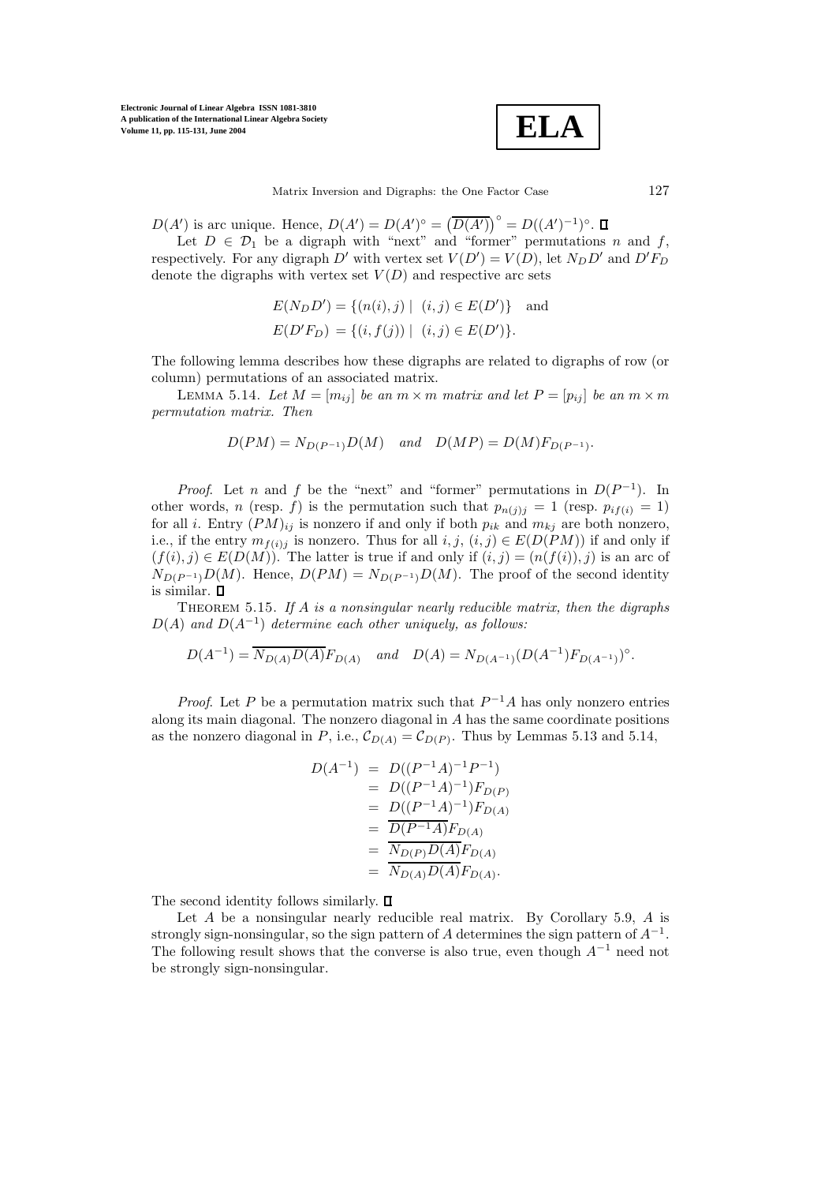$D(A')$ is arc unique. Hence, $D(A') = D(A')^\circ = \left(\overline{D(A')}\right)^\circ = D((A')^{-1})^\circ$. $\square$

Let $D \in \mathcal{D}_1$ be a digraph with "next" and "former" permutations $n$ and $f$, respectively. For any digraph $D'$ with vertex set $V(D') = V(D)$, let $N_D D'$ and $D' F_D$ denote the digraphs with vertex set $V(D)$ and respective arc sets

$$
\begin{aligned}
E(N_D D') &= \{(n(i), j) \mid (i, j) \in E(D')\} \quad \text{and} \\
E(D' F_D) &= \{(i, f(j)) \mid (i, j) \in E(D')\}.
\end{aligned}
$$

The following lemma describes how these digraphs are related to digraphs of row (or column) permutations of an associated matrix.

Lemma 5.14. *Let $M = [m_{ij}]$ be an $m \times m$ matrix and let $P = [p_{ij}]$ be an $m \times m$ permutation matrix. Then*

$$
D(PM) = N_{D(P^{-1})} D(M) \quad \text{and} \quad D(MP) = D(M) F_{D(P^{-1})}.
$$

*Proof*. Let $n$ and $f$ be the "next" and "former" permutations in $D(P^{-1})$. In other words, $n$ (resp. $f$) is the permutation such that $p_{n(j)j} = 1$ (resp. $p_{if(i)} = 1$) for all $i$. Entry $(PM)_{ij}$ is nonzero if and only if both $p_{ik}$ and $m_{kj}$ are both nonzero, i.e., if the entry $m_{f(i)j}$ is nonzero. Thus for all $i, j$, $(i, j) \in E(D(PM))$ if and only if $(f(i), j) \in E(D(M))$. The latter is true if and only if $(i, j) = (n(f(i)), j)$ is an arc of $N_{D(P^{-1})} D(M)$. Hence, $D(PM) = N_{D(P^{-1})} D(M)$. The proof of the second identity is similar. $\square$

Theorem 5.15. *If $A$ is a nonsingular nearly reducible matrix, then the digraphs $D(A)$ and $D(A^{-1})$ determine each other uniquely, as follows:*

$$
D(A^{-1}) = \overline{N_{D(A)} D(A)} F_{D(A)} \quad \text{and} \quad D(A) = N_{D(A^{-1})} (D(A^{-1}) F_{D(A^{-1})})^\circ.
$$

*Proof*. Let $P$ be a permutation matrix such that $P^{-1}A$ has only nonzero entries along its main diagonal. The nonzero diagonal in $A$ has the same coordinate positions as the nonzero diagonal in $P$, i.e., $\mathcal{C}_{D(A)} = \mathcal{C}_{D(P)}$. Thus by Lemmas 5.13 and 5.14,

$$
\begin{aligned}
D(A^{-1}) &= D((P^{-1}A)^{-1} P^{-1}) \\
&= D((P^{-1}A)^{-1}) F_{D(P)} \\
&= D((P^{-1}A)^{-1}) F_{D(A)} \\
&= \overline{D(P^{-1}A)} F_{D(A)} \\
&= \overline{N_{D(P)} D(A)} F_{D(A)} \\
&= \overline{N_{D(A)} D(A)} F_{D(A)}.
\end{aligned}
$$

The second identity follows similarly. $\square$

Let $A$ be a nonsingular nearly reducible real matrix. By Corollary 5.9, $A$ is strongly sign-nonsingular, so the sign pattern of $A$ determines the sign pattern of $A^{-1}$. The following result shows that the converse is also true, even though $A^{-1}$ need not be strongly sign-nonsingular.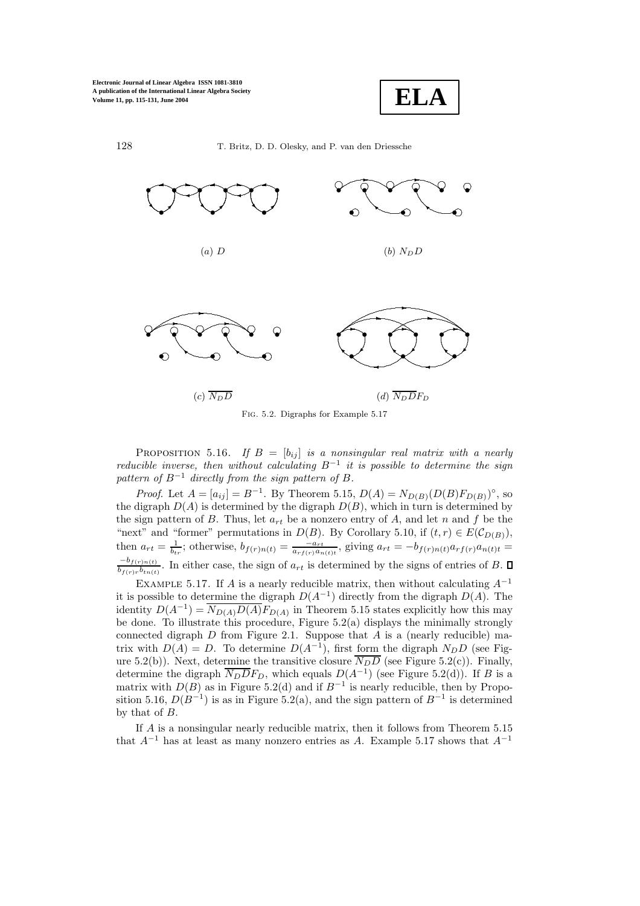(a) $D$

(b) $N_D D$

(c) $\overline{N_D D}$

(d) $\overline{N_D D} F_D$

Fig. 5.2. *Digraphs for Example 5.17*

Proposition 5.16. *If $B = [b_{ij}]$ is a nonsingular real matrix with a nearly reducible inverse, then without calculating $B^{-1}$ it is possible to determine the sign pattern of $B^{-1}$ directly from the sign pattern of $B$.*

*Proof.* Let $A = [a_{ij}] = B^{-1}$. By Theorem 5.15, $D(A) = N_{D(B)}(D(B)F_{D(B)})^{\circ}$, so the digraph $D(A)$ is determined by the digraph $D(B)$, which in turn is determined by the sign pattern of $B$. Thus, let $a_{rt}$ be a nonzero entry of $A$, and let $n$ and $f$ be the "next" and "former" permutations in $D(B)$. By Corollary 5.10, if $(t, r) \in E(\mathcal{C}_{D(B)})$, then $a_{rt} = \frac{1}{b_{tr}}$; otherwise, $b_{f(r)n(t)} = \frac{-a_{rt}}{a_{rf(r)}a_{n(t)t}}$, giving $a_{rt} = -b_{f(r)n(t)}a_{rf(r)}a_{n(t)t} = \frac{-b_{f(r)n(t)}}{b_{f(r)r}b_{tn(t)}}$. In either case, the sign of $a_{rt}$ is determined by the signs of entries of $B$. ∎

Example 5.17. If $A$ is a nearly reducible matrix, then without calculating $A^{-1}$ it is possible to determine the digraph $D(A^{-1})$ directly from the digraph $D(A)$. The identity $D(A^{-1}) = \overline{N_{D(A)}D(A)}F_{D(A)}$ in Theorem 5.15 states explicitly how this may be done. To illustrate this procedure, Figure 5.2(a) displays the minimally strongly connected digraph $D$ from Figure 2.1. Suppose that $A$ is a (nearly reducible) matrix with $D(A) = D$. To determine $D(A^{-1})$, first form the digraph $N_D D$ (see Figure 5.2(b)). Next, determine the transitive closure $\overline{N_D D}$ (see Figure 5.2(c)). Finally, determine the digraph $\overline{N_D D}F_D$, which equals $D(A^{-1})$ (see Figure 5.2(d)). If $B$ is a matrix with $D(B)$ as in Figure 5.2(d) and if $B^{-1}$ is nearly reducible, then by Proposition 5.16, $D(B^{-1})$ is as in Figure 5.2(a), and the sign pattern of $B^{-1}$ is determined by that of $B$.

If $A$ is a nonsingular nearly reducible matrix, then it follows from Theorem 5.15 that $A^{-1}$ has at least as many nonzero entries as $A$. Example 5.17 shows that $A^{-1}$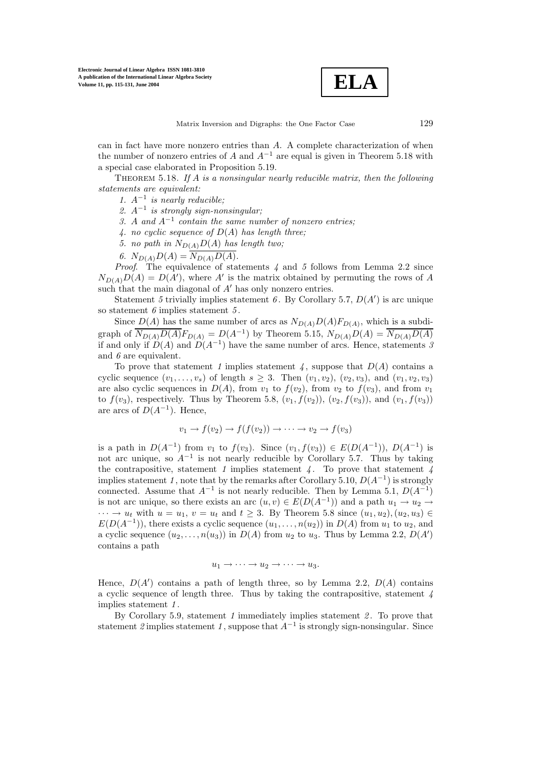can in fact have more nonzero entries than $A$. A complete characterization of when the number of nonzero entries of $A$ and $A^{-1}$ are equal is given in Theorem 5.18 with a special case elaborated in Proposition 5.19.

THEOREM 5.18. *If $A$ is a nonsingular nearly reducible matrix, then the following statements are equivalent:*

1. *$A^{-1}$ is nearly reducible;*
2. *$A^{-1}$ is strongly sign-nonsingular;*
3. *$A$ and $A^{-1}$ contain the same number of nonzero entries;*
4. *no cyclic sequence of $D(A)$ has length three;*
5. *no path in $N_{D(A)}D(A)$ has length two;*
6. *$N_{D(A)}D(A) = \overline{N_{D(A)}D(A)}$.*

*Proof.* The equivalence of statements *4* and *5* follows from Lemma 2.2 since $N_{D(A)}D(A) = D(A')$, where $A'$ is the matrix obtained by permuting the rows of $A$ such that the main diagonal of $A'$ has only nonzero entries.

Statement *5* trivially implies statement *6*. By Corollary 5.7, $D(A')$ is arc unique so statement *6* implies statement *5*.

Since $D(A)$ has the same number of arcs as $N_{D(A)}D(A)F_{D(A)}$, which is a subdigraph of $\overline{N_{D(A)}D(A)}F_{D(A)} = D(A^{-1})$ by Theorem 5.15, $N_{D(A)}D(A) = \overline{N_{D(A)}D(A)}$ if and only if $D(A)$ and $D(A^{-1})$ have the same number of arcs. Hence, statements *3* and *6* are equivalent.

To prove that statement *1* implies statement *4*, suppose that $D(A)$ contains a cyclic sequence $(v_1, \ldots, v_s)$ of length $s \geq 3$. Then $(v_1, v_2)$, $(v_2, v_3)$, and $(v_1, v_2, v_3)$ are also cyclic sequences in $D(A)$, from $v_1$ to $f(v_2)$, from $v_2$ to $f(v_3)$, and from $v_1$ to $f(v_3)$, respectively. Thus by Theorem 5.8, $(v_1, f(v_2))$, $(v_2, f(v_3))$, and $(v_1, f(v_3))$ are arcs of $D(A^{-1})$. Hence,

$$v_1 \to f(v_2) \to f(f(v_2)) \to \cdots \to v_2 \to f(v_3)$$

is a path in $D(A^{-1})$ from $v_1$ to $f(v_3)$. Since $(v_1, f(v_3)) \in E(D(A^{-1}))$, $D(A^{-1})$ is not arc unique, so $A^{-1}$ is not nearly reducible by Corollary 5.7. Thus by taking the contrapositive, statement *1* implies statement *4*. To prove that statement *4* implies statement *1*, note that by the remarks after Corollary 5.10, $D(A^{-1})$ is strongly connected. Assume that $A^{-1}$ is not nearly reducible. Then by Lemma 5.1, $D(A^{-1})$ is not arc unique, so there exists an arc $(u, v) \in E(D(A^{-1}))$ and a path $u_1 \to u_2 \to \cdots \to u_t$ with $u = u_1$, $v = u_t$ and $t \geq 3$. By Theorem 5.8 since $(u_1, u_2), (u_2, u_3) \in E(D(A^{-1}))$, there exists a cyclic sequence $(u_1, \ldots, n(u_2))$ in $D(A)$ from $u_1$ to $u_2$, and a cyclic sequence $(u_2, \ldots, n(u_3))$ in $D(A)$ from $u_2$ to $u_3$. Thus by Lemma 2.2, $D(A')$ contains a path

$$u_1 \to \cdots \to u_2 \to \cdots \to u_3.$$

Hence, $D(A')$ contains a path of length three, so by Lemma 2.2, $D(A)$ contains a cyclic sequence of length three. Thus by taking the contrapositive, statement *4* implies statement *1*.

By Corollary 5.9, statement *1* immediately implies statement *2*. To prove that statement *2* implies statement *1*, suppose that $A^{-1}$ is strongly sign-nonsingular. Since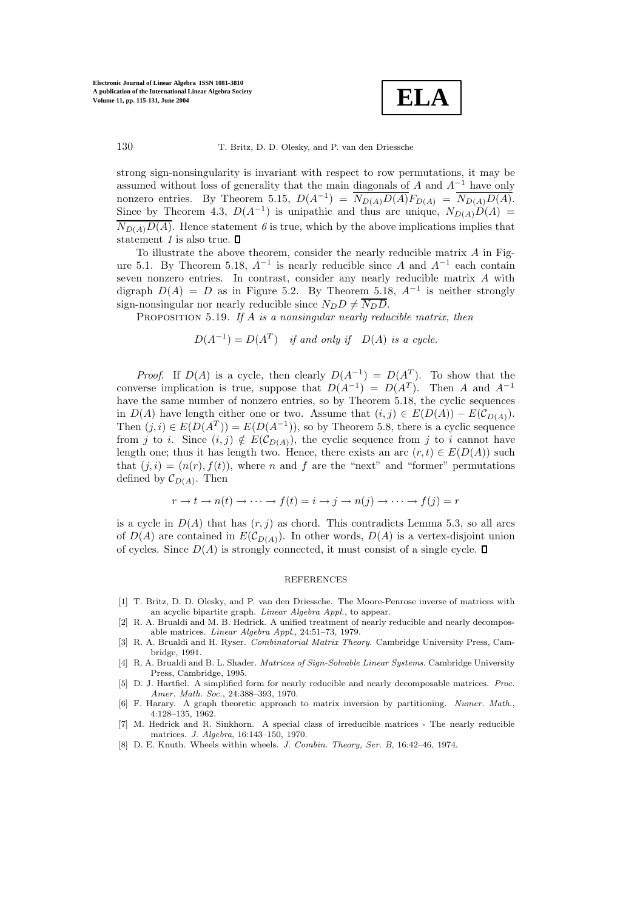strong sign-nonsingularity is invariant with respect to row permutations, it may be assumed without loss of generality that the main diagonals of $A$ and $A^{-1}$ have only nonzero entries. By Theorem 5.15, $D(A^{-1}) = \overline{N_{D(A)}D(A)F_{D(A)}} = \overline{N_{D(A)}D(A)}$. Since by Theorem 4.3, $D(A^{-1})$ is unipathic and thus arc unique, $N_{D(A)}D(A) = \overline{N_{D(A)}D(A)}$. Hence statement *6* is true, which by the above implications implies that statement *1* is also true. □

To illustrate the above theorem, consider the nearly reducible matrix $A$ in Figure 5.1. By Theorem 5.18, $A^{-1}$ is nearly reducible since $A$ and $A^{-1}$ each contain seven nonzero entries. In contrast, consider any nearly reducible matrix $A$ with digraph $D(A) = D$ as in Figure 5.2. By Theorem 5.18, $A^{-1}$ is neither strongly sign-nonsingular nor nearly reducible since $N_D D \neq \overline{N_D D}$.

PROPOSITION 5.19. *If $A$ is a nonsingular nearly reducible matrix, then*

$$D(A^{-1}) = D(A^T) \quad \textit{if and only if} \quad D(A) \textit{ is a cycle.}$$

*Proof.* If $D(A)$ is a cycle, then clearly $D(A^{-1}) = D(A^T)$. To show that the converse implication is true, suppose that $D(A^{-1}) = D(A^T)$. Then $A$ and $A^{-1}$ have the same number of nonzero entries, so by Theorem 5.18, the cyclic sequences in $D(A)$ have length either one or two. Assume that $(i,j) \in E(D(A)) - E(\mathcal{C}_{D(A)})$. Then $(j,i) \in E(D(A^T)) = E(D(A^{-1}))$, so by Theorem 5.8, there is a cyclic sequence from $j$ to $i$. Since $(i,j) \notin E(\mathcal{C}_{D(A)})$, the cyclic sequence from $j$ to $i$ cannot have length one; thus it has length two. Hence, there exists an arc $(r,t) \in E(D(A))$ such that $(j,i) = (n(r), f(t))$, where $n$ and $f$ are the "next" and "former" permutations defined by $\mathcal{C}_{D(A)}$. Then

$$r \to t \to n(t) \to \cdots \to f(t) = i \to j \to n(j) \to \cdots \to f(j) = r$$

is a cycle in $D(A)$ that has $(r,j)$ as chord. This contradicts Lemma 5.3, so all arcs of $D(A)$ are contained in $E(\mathcal{C}_{D(A)})$. In other words, $D(A)$ is a vertex-disjoint union of cycles. Since $D(A)$ is strongly connected, it must consist of a single cycle. □

## REFERENCES

[1] T. Britz, D. D. Olesky, and P. van den Driessche. The Moore-Penrose inverse of matrices with an acyclic bipartite graph. *Linear Algebra Appl.*, to appear.

[2] R. A. Brualdi and M. B. Hedrick. A unified treatment of nearly reducible and nearly decomposable matrices. *Linear Algebra Appl.*, 24:51–73, 1979.

[3] R. A. Brualdi and H. Ryser. *Combinatorial Matrix Theory*. Cambridge University Press, Cambridge, 1991.

[4] R. A. Brualdi and B. L. Shader. *Matrices of Sign-Solvable Linear Systems*. Cambridge University Press, Cambridge, 1995.

[5] D. J. Hartfiel. A simplified form for nearly reducible and nearly decomposable matrices. *Proc. Amer. Math. Soc.*, 24:388–393, 1970.

[6] F. Harary. A graph theoretic approach to matrix inversion by partitioning. *Numer. Math.*, 4:128–135, 1962.

[7] M. Hedrick and R. Sinkhorn. A special class of irreducible matrices - The nearly reducible matrices. *J. Algebra*, 16:143–150, 1970.

[8] D. E. Knuth. Wheels within wheels. *J. Combin. Theory, Ser. B*, 16:42–46, 1974.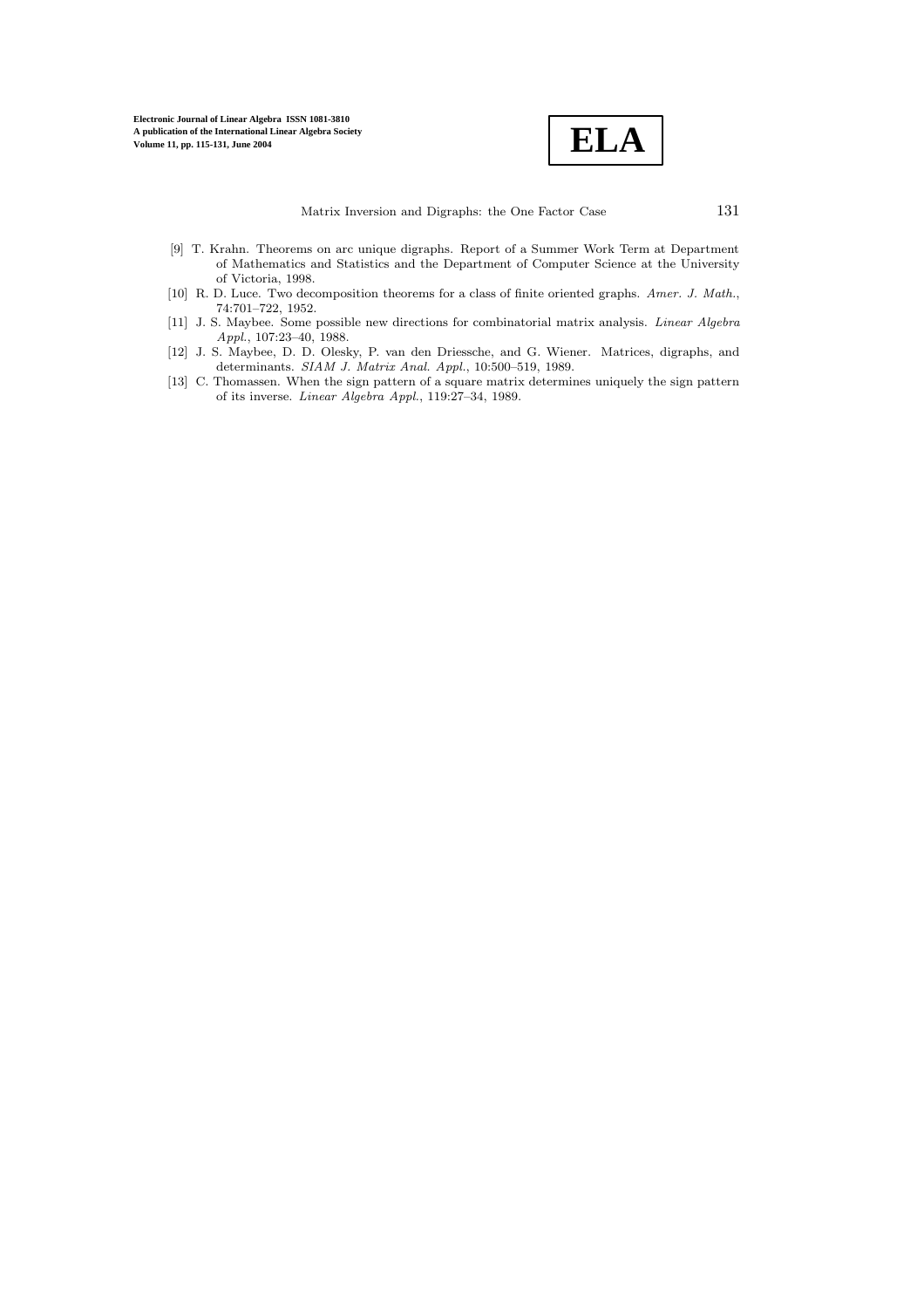[9] T. Krahn. Theorems on arc unique digraphs. Report of a Summer Work Term at Department of Mathematics and Statistics and the Department of Computer Science at the University of Victoria, 1998.

[10] R. D. Luce. Two decomposition theorems for a class of finite oriented graphs. *Amer. J. Math.*, 74:701–722, 1952.

[11] J. S. Maybee. Some possible new directions for combinatorial matrix analysis. *Linear Algebra Appl.*, 107:23–40, 1988.

[12] J. S. Maybee, D. D. Olesky, P. van den Driessche, and G. Wiener. Matrices, digraphs, and determinants. *SIAM J. Matrix Anal. Appl.*, 10:500–519, 1989.

[13] C. Thomassen. When the sign pattern of a square matrix determines uniquely the sign pattern of its inverse. *Linear Algebra Appl.*, 119:27–34, 1989.